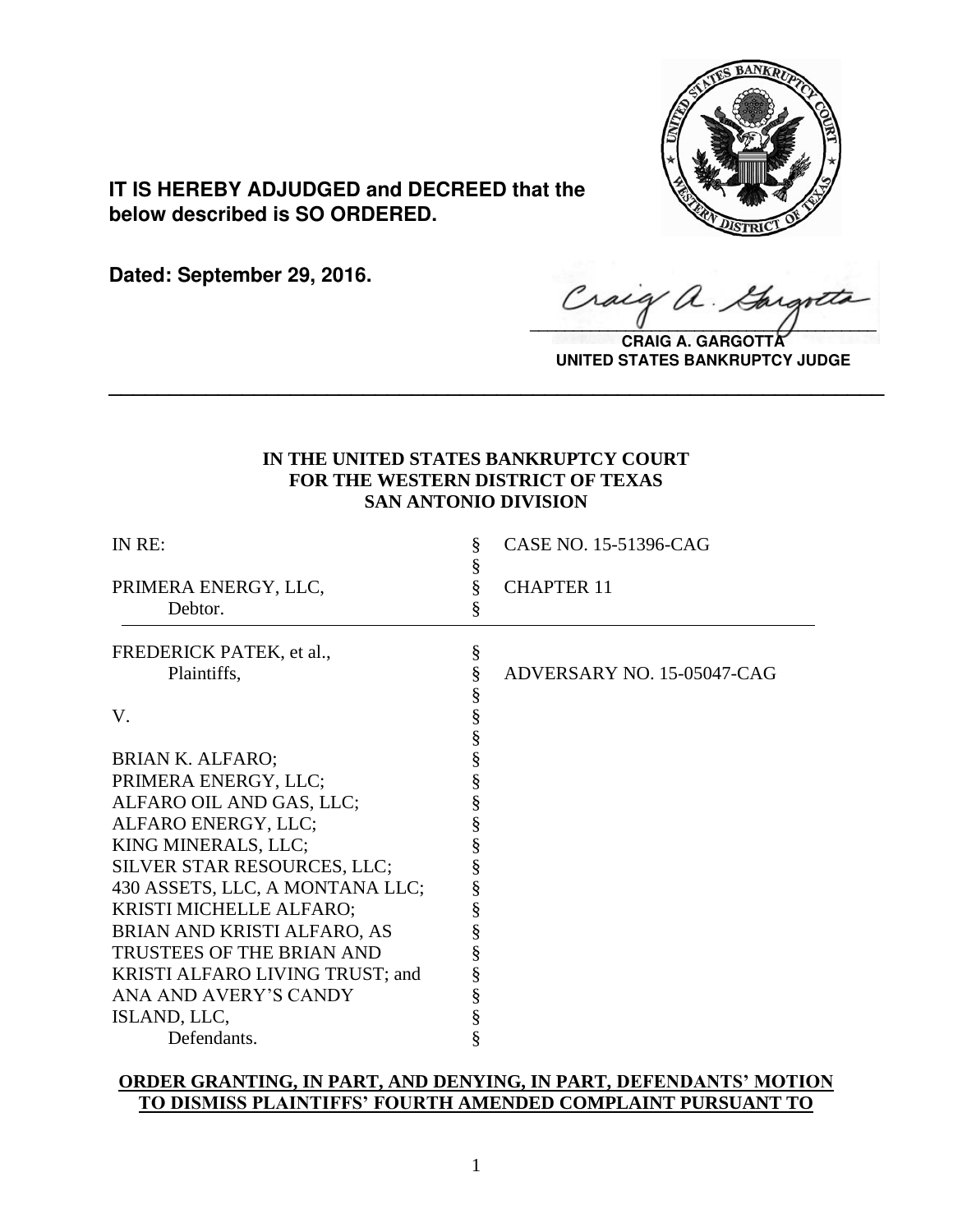**IT IS HEREBY ADJUDGED and DECREED that the below described is SO ORDERED.**

**Dated: September 29, 2016.**

**CRAIG A. GARGOTTA**
**UNITED STATES BANKRUPTCY JUDGE**

---

**IN THE UNITED STATES BANKRUPTCY COURT**
**FOR THE WESTERN DISTRICT OF TEXAS**
**SAN ANTONIO DIVISION**

| | | |
|---|---|---|
| IN RE: | § | CASE NO. 15-51396-CAG |
| | § | |
| PRIMERA ENERGY, LLC, | § | CHAPTER 11 |
| Debtor. | § | |
| FREDERICK PATEK, et al., | § | |
| Plaintiffs, | § | ADVERSARY NO. 15-05047-CAG |
| | § | |
| V. | § | |
| | § | |
| BRIAN K. ALFARO; | § | |
| PRIMERA ENERGY, LLC; | § | |
| ALFARO OIL AND GAS, LLC; | § | |
| ALFARO ENERGY, LLC; | § | |
| KING MINERALS, LLC; | § | |
| SILVER STAR RESOURCES, LLC; | § | |
| 430 ASSETS, LLC, A MONTANA LLC; | § | |
| KRISTI MICHELLE ALFARO; | § | |
| BRIAN AND KRISTI ALFARO, AS | § | |
| TRUSTEES OF THE BRIAN AND | § | |
| KRISTI ALFARO LIVING TRUST; and | § | |
| ANA AND AVERY'S CANDY | § | |
| ISLAND, LLC, | § | |
| Defendants. | § | |

**ORDER GRANTING, IN PART, AND DENYING, IN PART, DEFENDANTS' MOTION TO DISMISS PLAINTIFFS' FOURTH AMENDED COMPLAINT PURSUANT TO**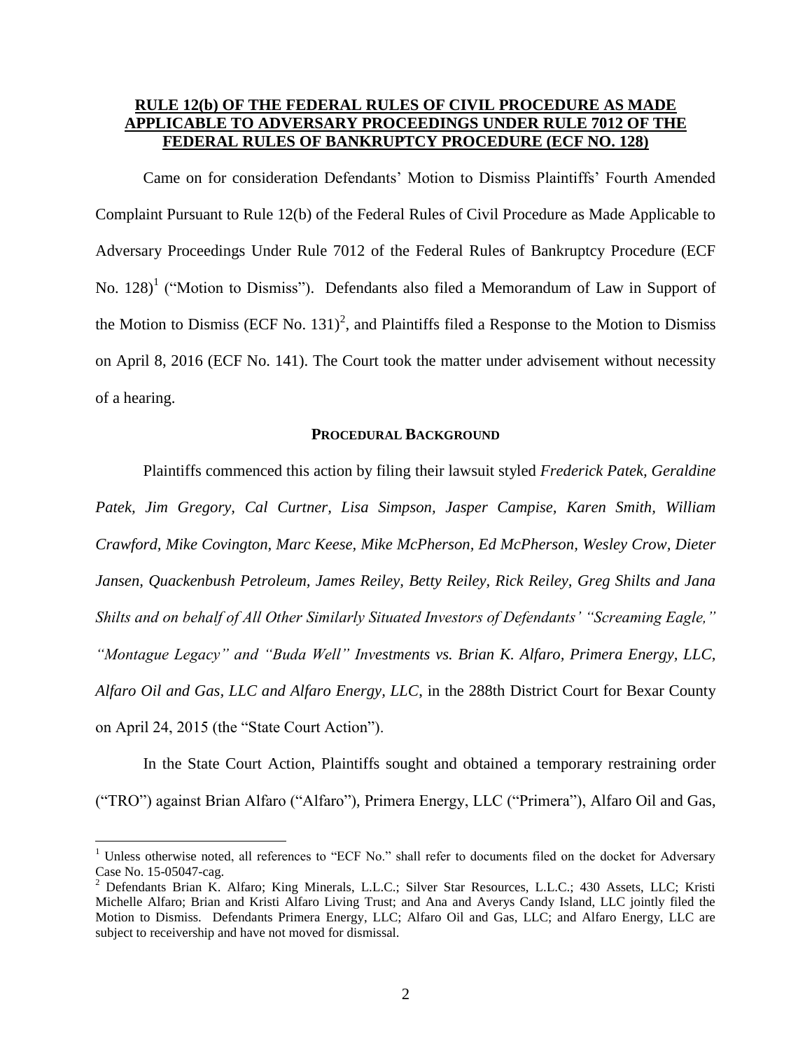**RULE 12(b) OF THE FEDERAL RULES OF CIVIL PROCEDURE AS MADE APPLICABLE TO ADVERSARY PROCEEDINGS UNDER RULE 7012 OF THE FEDERAL RULES OF BANKRUPTCY PROCEDURE (ECF NO. 128)**

Came on for consideration Defendants' Motion to Dismiss Plaintiffs' Fourth Amended Complaint Pursuant to Rule 12(b) of the Federal Rules of Civil Procedure as Made Applicable to Adversary Proceedings Under Rule 7012 of the Federal Rules of Bankruptcy Procedure (ECF No. 128)[1] ("Motion to Dismiss"). Defendants also filed a Memorandum of Law in Support of the Motion to Dismiss (ECF No. 131)[2], and Plaintiffs filed a Response to the Motion to Dismiss on April 8, 2016 (ECF No. 141). The Court took the matter under advisement without necessity of a hearing.

## PROCEDURAL BACKGROUND

Plaintiffs commenced this action by filing their lawsuit styled *Frederick Patek, Geraldine Patek, Jim Gregory, Cal Curtner, Lisa Simpson, Jasper Campise, Karen Smith, William Crawford, Mike Covington, Marc Keese, Mike McPherson, Ed McPherson, Wesley Crow, Dieter Jansen, Quackenbush Petroleum, James Reiley, Betty Reiley, Rick Reiley, Greg Shilts and Jana Shilts and on behalf of All Other Similarly Situated Investors of Defendants' "Screaming Eagle," "Montague Legacy" and "Buda Well" Investments vs. Brian K. Alfaro, Primera Energy, LLC, Alfaro Oil and Gas, LLC and Alfaro Energy, LLC*, in the 288th District Court for Bexar County on April 24, 2015 (the "State Court Action").

In the State Court Action, Plaintiffs sought and obtained a temporary restraining order ("TRO") against Brian Alfaro ("Alfaro"), Primera Energy, LLC ("Primera"), Alfaro Oil and Gas,

---

[1] Unless otherwise noted, all references to "ECF No." shall refer to documents filed on the docket for Adversary Case No. 15-05047-cag.

[2] Defendants Brian K. Alfaro; King Minerals, L.L.C.; Silver Star Resources, L.L.C.; 430 Assets, LLC; Kristi Michelle Alfaro; Brian and Kristi Alfaro Living Trust; and Ana and Averys Candy Island, LLC jointly filed the Motion to Dismiss. Defendants Primera Energy, LLC; Alfaro Oil and Gas, LLC; and Alfaro Energy, LLC are subject to receivership and have not moved for dismissal.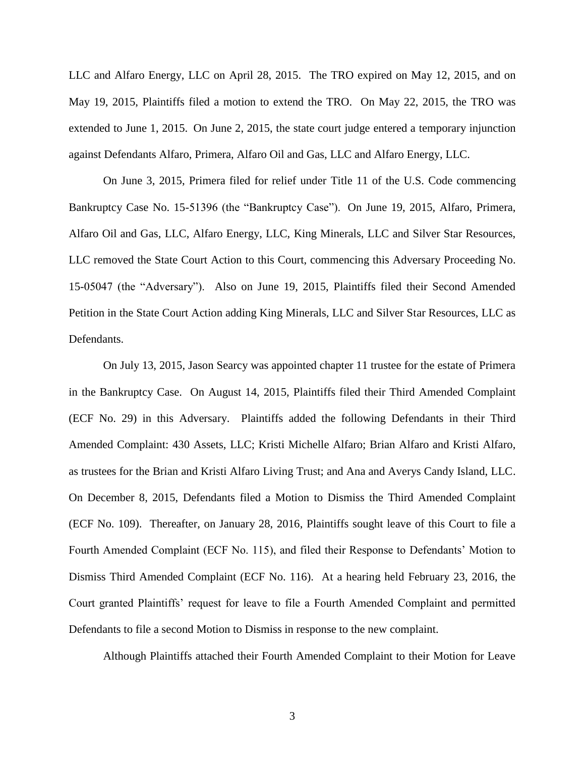LLC and Alfaro Energy, LLC on April 28, 2015. The TRO expired on May 12, 2015, and on May 19, 2015, Plaintiffs filed a motion to extend the TRO. On May 22, 2015, the TRO was extended to June 1, 2015. On June 2, 2015, the state court judge entered a temporary injunction against Defendants Alfaro, Primera, Alfaro Oil and Gas, LLC and Alfaro Energy, LLC.

On June 3, 2015, Primera filed for relief under Title 11 of the U.S. Code commencing Bankruptcy Case No. 15-51396 (the "Bankruptcy Case"). On June 19, 2015, Alfaro, Primera, Alfaro Oil and Gas, LLC, Alfaro Energy, LLC, King Minerals, LLC and Silver Star Resources, LLC removed the State Court Action to this Court, commencing this Adversary Proceeding No. 15-05047 (the "Adversary"). Also on June 19, 2015, Plaintiffs filed their Second Amended Petition in the State Court Action adding King Minerals, LLC and Silver Star Resources, LLC as Defendants.

On July 13, 2015, Jason Searcy was appointed chapter 11 trustee for the estate of Primera in the Bankruptcy Case. On August 14, 2015, Plaintiffs filed their Third Amended Complaint (ECF No. 29) in this Adversary. Plaintiffs added the following Defendants in their Third Amended Complaint: 430 Assets, LLC; Kristi Michelle Alfaro; Brian Alfaro and Kristi Alfaro, as trustees for the Brian and Kristi Alfaro Living Trust; and Ana and Averys Candy Island, LLC. On December 8, 2015, Defendants filed a Motion to Dismiss the Third Amended Complaint (ECF No. 109). Thereafter, on January 28, 2016, Plaintiffs sought leave of this Court to file a Fourth Amended Complaint (ECF No. 115), and filed their Response to Defendants' Motion to Dismiss Third Amended Complaint (ECF No. 116). At a hearing held February 23, 2016, the Court granted Plaintiffs' request for leave to file a Fourth Amended Complaint and permitted Defendants to file a second Motion to Dismiss in response to the new complaint.

Although Plaintiffs attached their Fourth Amended Complaint to their Motion for Leave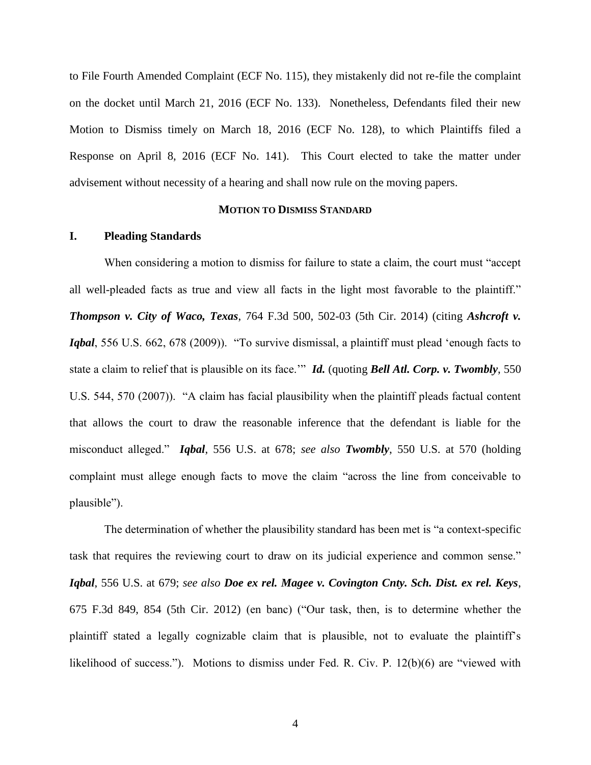to File Fourth Amended Complaint (ECF No. 115), they mistakenly did not re-file the complaint on the docket until March 21, 2016 (ECF No. 133). Nonetheless, Defendants filed their new Motion to Dismiss timely on March 18, 2016 (ECF No. 128), to which Plaintiffs filed a Response on April 8, 2016 (ECF No. 141). This Court elected to take the matter under advisement without necessity of a hearing and shall now rule on the moving papers.

## MOTION TO DISMISS STANDARD

### I. Pleading Standards

When considering a motion to dismiss for failure to state a claim, the court must "accept all well-pleaded facts as true and view all facts in the light most favorable to the plaintiff." ***Thompson v. City of Waco, Texas***, 764 F.3d 500, 502-03 (5th Cir. 2014) (citing ***Ashcroft v. Iqbal***, 556 U.S. 662, 678 (2009)). "To survive dismissal, a plaintiff must plead 'enough facts to state a claim to relief that is plausible on its face.'" ***Id.*** (quoting ***Bell Atl. Corp. v. Twombly***, 550 U.S. 544, 570 (2007)). "A claim has facial plausibility when the plaintiff pleads factual content that allows the court to draw the reasonable inference that the defendant is liable for the misconduct alleged." ***Iqbal***, 556 U.S. at 678; *see also* ***Twombly***, 550 U.S. at 570 (holding complaint must allege enough facts to move the claim "across the line from conceivable to plausible").

The determination of whether the plausibility standard has been met is "a context-specific task that requires the reviewing court to draw on its judicial experience and common sense." ***Iqbal***, 556 U.S. at 679; *see also* ***Doe ex rel. Magee v. Covington Cnty. Sch. Dist. ex rel. Keys***, 675 F.3d 849, 854 (5th Cir. 2012) (en banc) ("Our task, then, is to determine whether the plaintiff stated a legally cognizable claim that is plausible, not to evaluate the plaintiff's likelihood of success."). Motions to dismiss under Fed. R. Civ. P. 12(b)(6) are "viewed with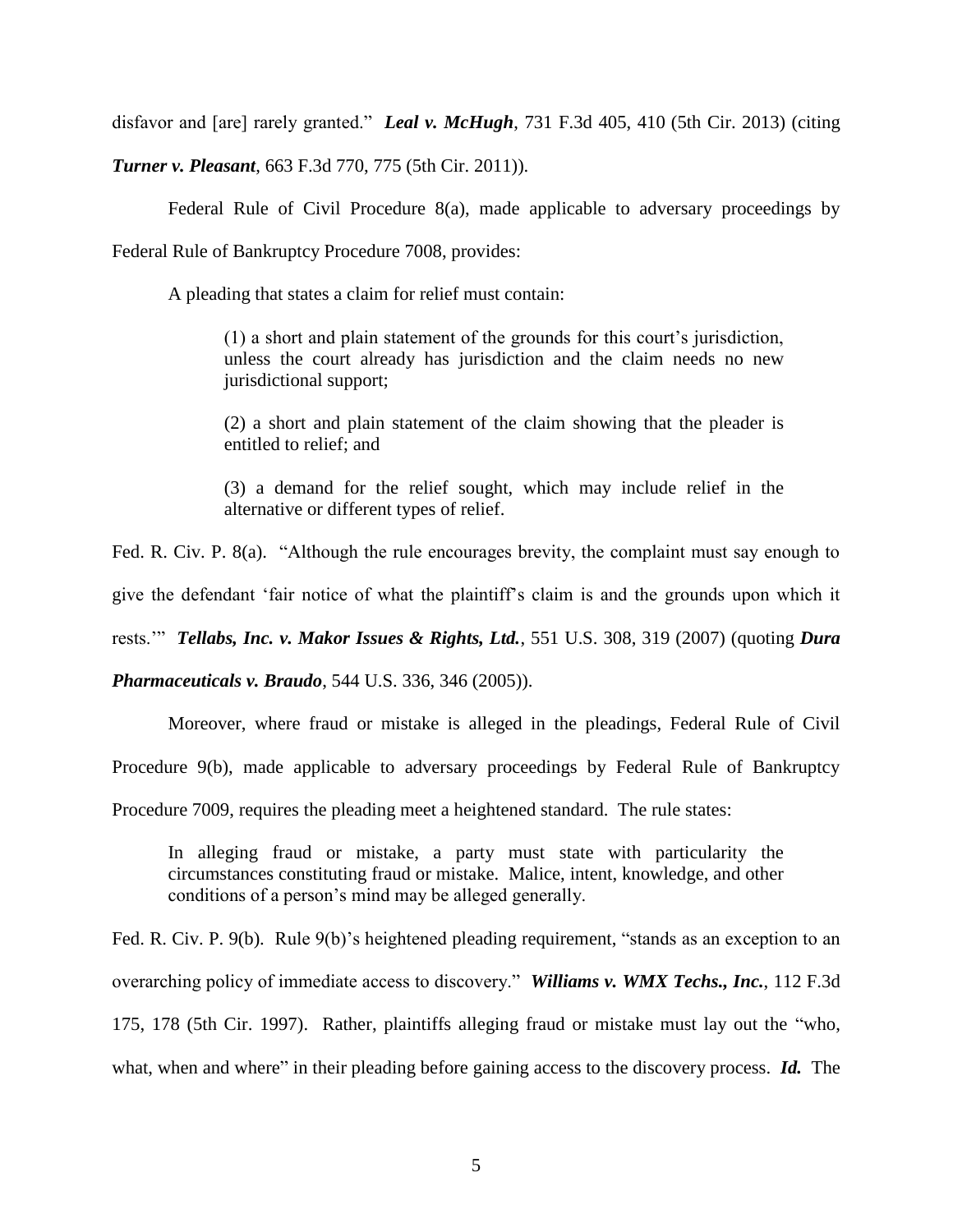disfavor and [are] rarely granted." ***Leal v. McHugh***, 731 F.3d 405, 410 (5th Cir. 2013) (citing ***Turner v. Pleasant***, 663 F.3d 770, 775 (5th Cir. 2011)).

Federal Rule of Civil Procedure 8(a), made applicable to adversary proceedings by Federal Rule of Bankruptcy Procedure 7008, provides:

> A pleading that states a claim for relief must contain:
>
> > (1) a short and plain statement of the grounds for this court's jurisdiction, unless the court already has jurisdiction and the claim needs no new jurisdictional support;
> >
> > (2) a short and plain statement of the claim showing that the pleader is entitled to relief; and
> >
> > (3) a demand for the relief sought, which may include relief in the alternative or different types of relief.

Fed. R. Civ. P. 8(a). "Although the rule encourages brevity, the complaint must say enough to give the defendant 'fair notice of what the plaintiff's claim is and the grounds upon which it rests.'" ***Tellabs, Inc. v. Makor Issues & Rights, Ltd.***, 551 U.S. 308, 319 (2007) (quoting ***Dura Pharmaceuticals v. Braudo***, 544 U.S. 336, 346 (2005)).

Moreover, where fraud or mistake is alleged in the pleadings, Federal Rule of Civil Procedure 9(b), made applicable to adversary proceedings by Federal Rule of Bankruptcy Procedure 7009, requires the pleading meet a heightened standard. The rule states:

> In alleging fraud or mistake, a party must state with particularity the circumstances constituting fraud or mistake. Malice, intent, knowledge, and other conditions of a person's mind may be alleged generally.

Fed. R. Civ. P. 9(b). Rule 9(b)'s heightened pleading requirement, "stands as an exception to an overarching policy of immediate access to discovery." ***Williams v. WMX Techs., Inc.***, 112 F.3d 175, 178 (5th Cir. 1997). Rather, plaintiffs alleging fraud or mistake must lay out the "who, what, when and where" in their pleading before gaining access to the discovery process. ***Id.*** The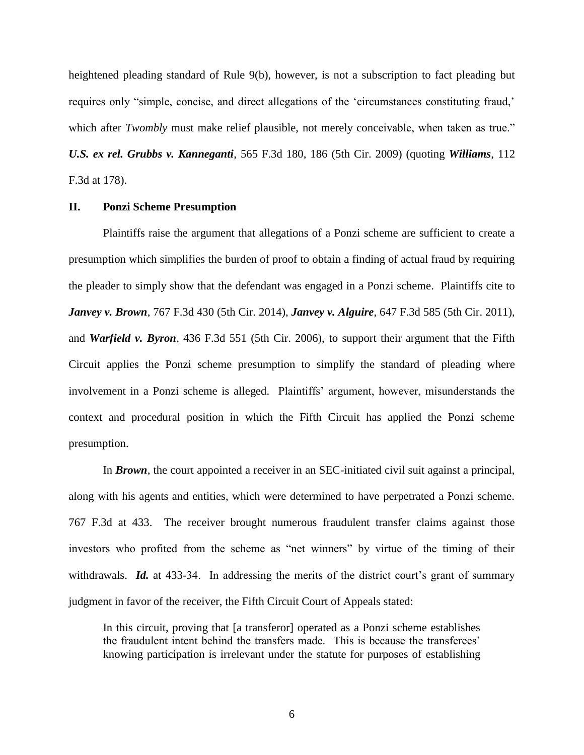heightened pleading standard of Rule 9(b), however, is not a subscription to fact pleading but requires only "simple, concise, and direct allegations of the 'circumstances constituting fraud,' which after *Twombly* must make relief plausible, not merely conceivable, when taken as true." ***U.S. ex rel. Grubbs v. Kanneganti***, 565 F.3d 180, 186 (5th Cir. 2009) (quoting ***Williams***, 112 F.3d at 178).

## II. Ponzi Scheme Presumption

Plaintiffs raise the argument that allegations of a Ponzi scheme are sufficient to create a presumption which simplifies the burden of proof to obtain a finding of actual fraud by requiring the pleader to simply show that the defendant was engaged in a Ponzi scheme. Plaintiffs cite to ***Janvey v. Brown***, 767 F.3d 430 (5th Cir. 2014), ***Janvey v. Alguire***, 647 F.3d 585 (5th Cir. 2011), and ***Warfield v. Byron***, 436 F.3d 551 (5th Cir. 2006), to support their argument that the Fifth Circuit applies the Ponzi scheme presumption to simplify the standard of pleading where involvement in a Ponzi scheme is alleged. Plaintiffs' argument, however, misunderstands the context and procedural position in which the Fifth Circuit has applied the Ponzi scheme presumption.

In ***Brown***, the court appointed a receiver in an SEC-initiated civil suit against a principal, along with his agents and entities, which were determined to have perpetrated a Ponzi scheme. 767 F.3d at 433. The receiver brought numerous fraudulent transfer claims against those investors who profited from the scheme as "net winners" by virtue of the timing of their withdrawals. ***Id.*** at 433-34. In addressing the merits of the district court's grant of summary judgment in favor of the receiver, the Fifth Circuit Court of Appeals stated:

> In this circuit, proving that [a transferor] operated as a Ponzi scheme establishes the fraudulent intent behind the transfers made. This is because the transferees' knowing participation is irrelevant under the statute for purposes of establishing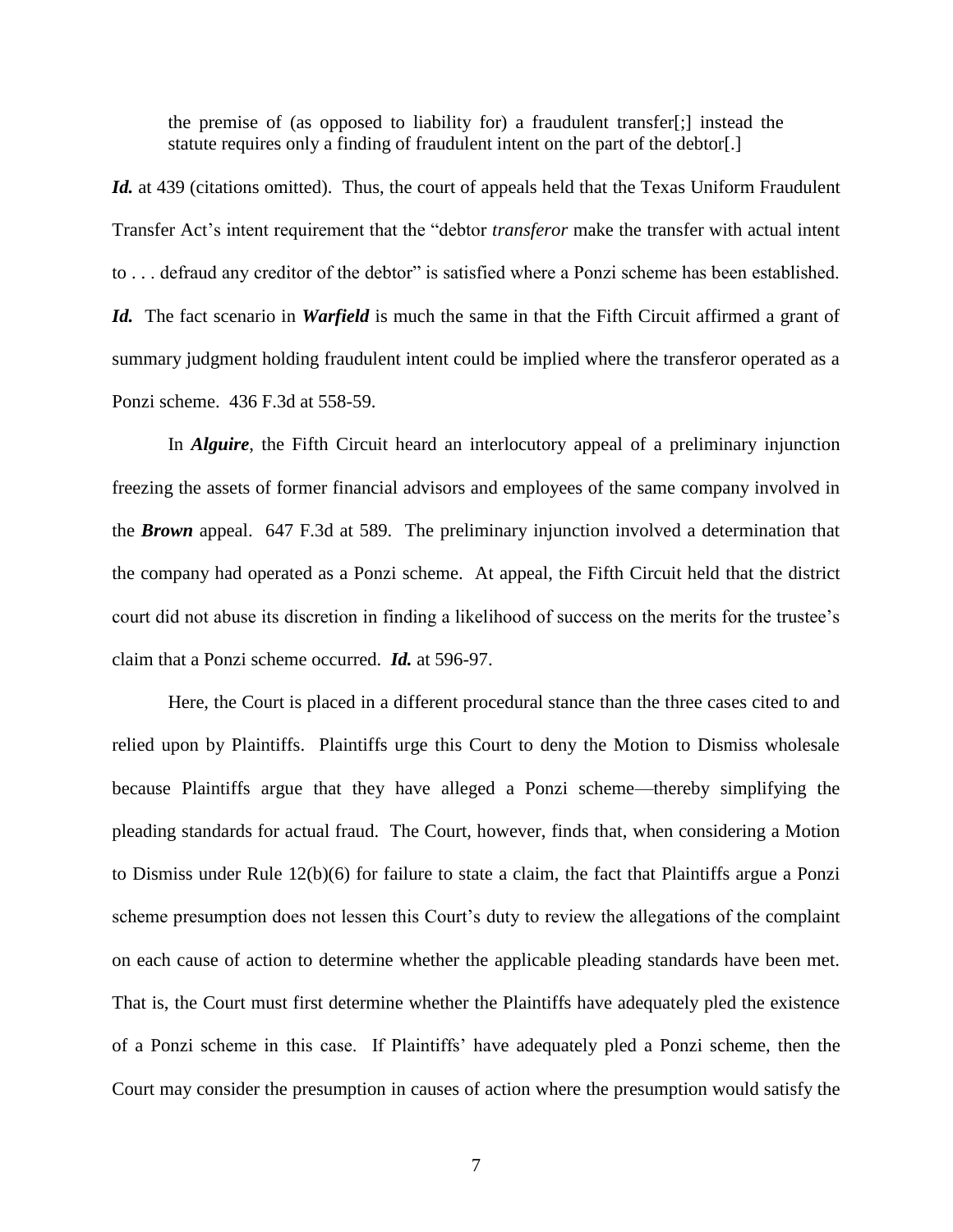the premise of (as opposed to liability for) a fraudulent transfer[;] instead the statute requires only a finding of fraudulent intent on the part of the debtor[.]

***Id.*** at 439 (citations omitted). Thus, the court of appeals held that the Texas Uniform Fraudulent Transfer Act's intent requirement that the "debtor *transferor* make the transfer with actual intent to . . . defraud any creditor of the debtor" is satisfied where a Ponzi scheme has been established. ***Id.*** The fact scenario in ***Warfield*** is much the same in that the Fifth Circuit affirmed a grant of summary judgment holding fraudulent intent could be implied where the transferor operated as a Ponzi scheme. 436 F.3d at 558-59.

In ***Alguire***, the Fifth Circuit heard an interlocutory appeal of a preliminary injunction freezing the assets of former financial advisors and employees of the same company involved in the ***Brown*** appeal. 647 F.3d at 589. The preliminary injunction involved a determination that the company had operated as a Ponzi scheme. At appeal, the Fifth Circuit held that the district court did not abuse its discretion in finding a likelihood of success on the merits for the trustee's claim that a Ponzi scheme occurred. ***Id.*** at 596-97.

Here, the Court is placed in a different procedural stance than the three cases cited to and relied upon by Plaintiffs. Plaintiffs urge this Court to deny the Motion to Dismiss wholesale because Plaintiffs argue that they have alleged a Ponzi scheme—thereby simplifying the pleading standards for actual fraud. The Court, however, finds that, when considering a Motion to Dismiss under Rule 12(b)(6) for failure to state a claim, the fact that Plaintiffs argue a Ponzi scheme presumption does not lessen this Court's duty to review the allegations of the complaint on each cause of action to determine whether the applicable pleading standards have been met. That is, the Court must first determine whether the Plaintiffs have adequately pled the existence of a Ponzi scheme in this case. If Plaintiffs' have adequately pled a Ponzi scheme, then the Court may consider the presumption in causes of action where the presumption would satisfy the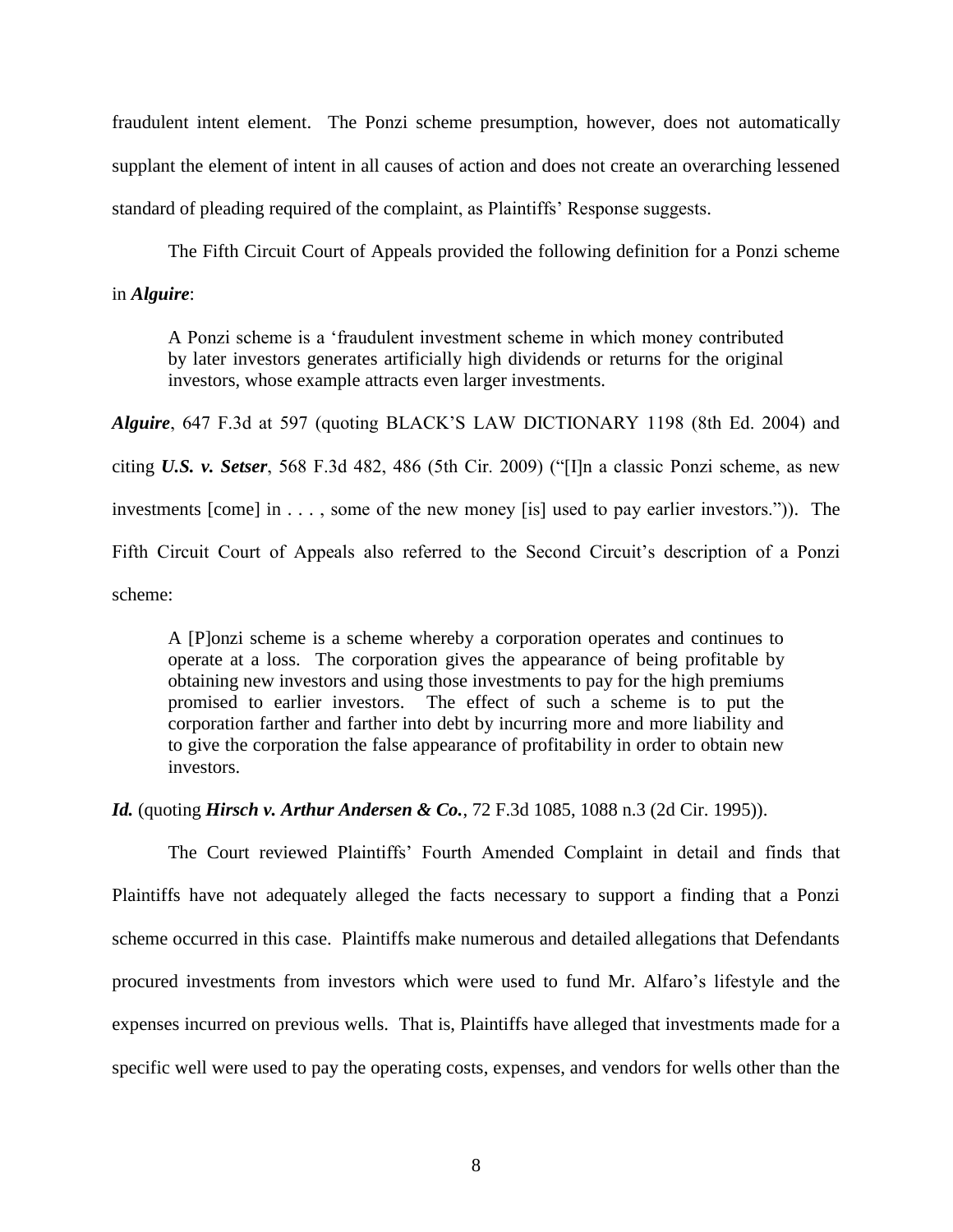fraudulent intent element. The Ponzi scheme presumption, however, does not automatically supplant the element of intent in all causes of action and does not create an overarching lessened standard of pleading required of the complaint, as Plaintiffs' Response suggests.

The Fifth Circuit Court of Appeals provided the following definition for a Ponzi scheme in ***Alguire***:

> A Ponzi scheme is a 'fraudulent investment scheme in which money contributed by later investors generates artificially high dividends or returns for the original investors, whose example attracts even larger investments.

***Alguire***, 647 F.3d at 597 (quoting BLACK'S LAW DICTIONARY 1198 (8th Ed. 2004) and citing ***U.S. v. Setser***, 568 F.3d 482, 486 (5th Cir. 2009) ("[I]n a classic Ponzi scheme, as new investments [come] in . . . , some of the new money [is] used to pay earlier investors.")). The Fifth Circuit Court of Appeals also referred to the Second Circuit's description of a Ponzi scheme:

> A [P]onzi scheme is a scheme whereby a corporation operates and continues to operate at a loss. The corporation gives the appearance of being profitable by obtaining new investors and using those investments to pay for the high premiums promised to earlier investors. The effect of such a scheme is to put the corporation farther and farther into debt by incurring more and more liability and to give the corporation the false appearance of profitability in order to obtain new investors.

***Id.*** (quoting ***Hirsch v. Arthur Andersen & Co.***, 72 F.3d 1085, 1088 n.3 (2d Cir. 1995)).

The Court reviewed Plaintiffs' Fourth Amended Complaint in detail and finds that Plaintiffs have not adequately alleged the facts necessary to support a finding that a Ponzi scheme occurred in this case. Plaintiffs make numerous and detailed allegations that Defendants procured investments from investors which were used to fund Mr. Alfaro's lifestyle and the expenses incurred on previous wells. That is, Plaintiffs have alleged that investments made for a specific well were used to pay the operating costs, expenses, and vendors for wells other than the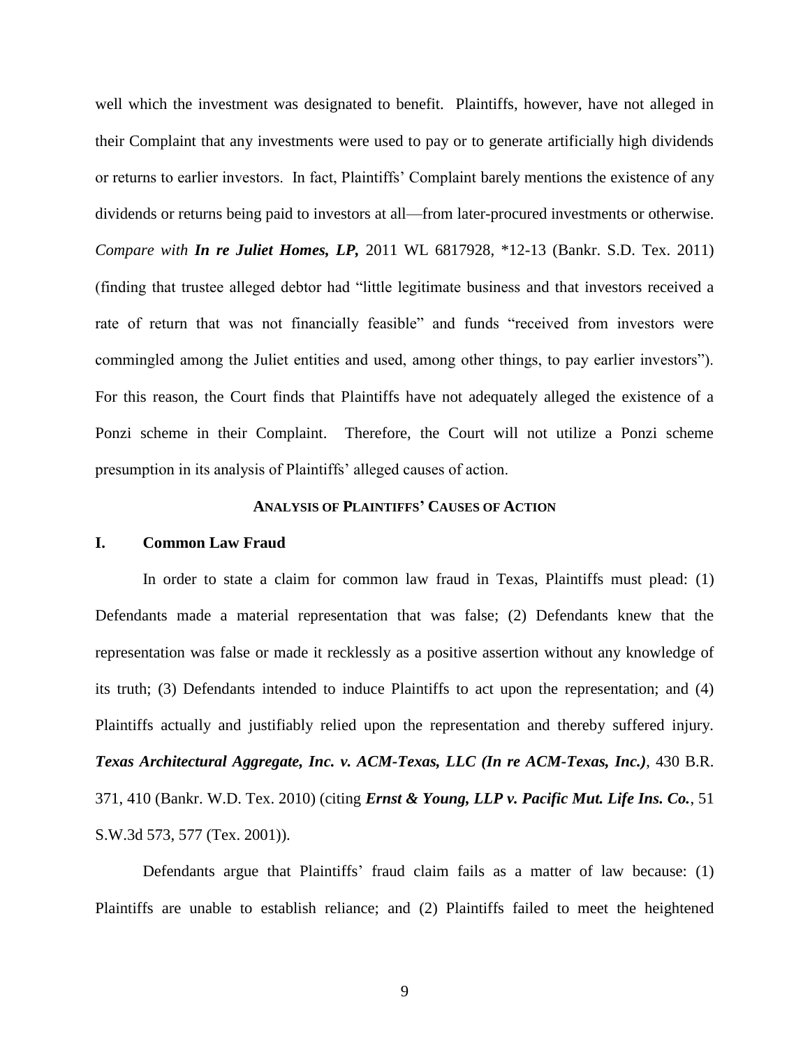well which the investment was designated to benefit. Plaintiffs, however, have not alleged in their Complaint that any investments were used to pay or to generate artificially high dividends or returns to earlier investors. In fact, Plaintiffs' Complaint barely mentions the existence of any dividends or returns being paid to investors at all—from later-procured investments or otherwise. *Compare with* ***In re Juliet Homes, LP,*** 2011 WL 6817928, *12-13 (Bankr. S.D. Tex. 2011) (finding that trustee alleged debtor had "little legitimate business and that investors received a rate of return that was not financially feasible" and funds "received from investors were commingled among the Juliet entities and used, among other things, to pay earlier investors"). For this reason, the Court finds that Plaintiffs have not adequately alleged the existence of a Ponzi scheme in their Complaint. Therefore, the Court will not utilize a Ponzi scheme presumption in its analysis of Plaintiffs' alleged causes of action.

## ANALYSIS OF PLAINTIFFS' CAUSES OF ACTION

### I. Common Law Fraud

In order to state a claim for common law fraud in Texas, Plaintiffs must plead: (1) Defendants made a material representation that was false; (2) Defendants knew that the representation was false or made it recklessly as a positive assertion without any knowledge of its truth; (3) Defendants intended to induce Plaintiffs to act upon the representation; and (4) Plaintiffs actually and justifiably relied upon the representation and thereby suffered injury. ***Texas Architectural Aggregate, Inc. v. ACM-Texas, LLC (In re ACM-Texas, Inc.)***, 430 B.R. 371, 410 (Bankr. W.D. Tex. 2010) (citing ***Ernst & Young, LLP v. Pacific Mut. Life Ins. Co.***, 51 S.W.3d 573, 577 (Tex. 2001)).

Defendants argue that Plaintiffs' fraud claim fails as a matter of law because: (1) Plaintiffs are unable to establish reliance; and (2) Plaintiffs failed to meet the heightened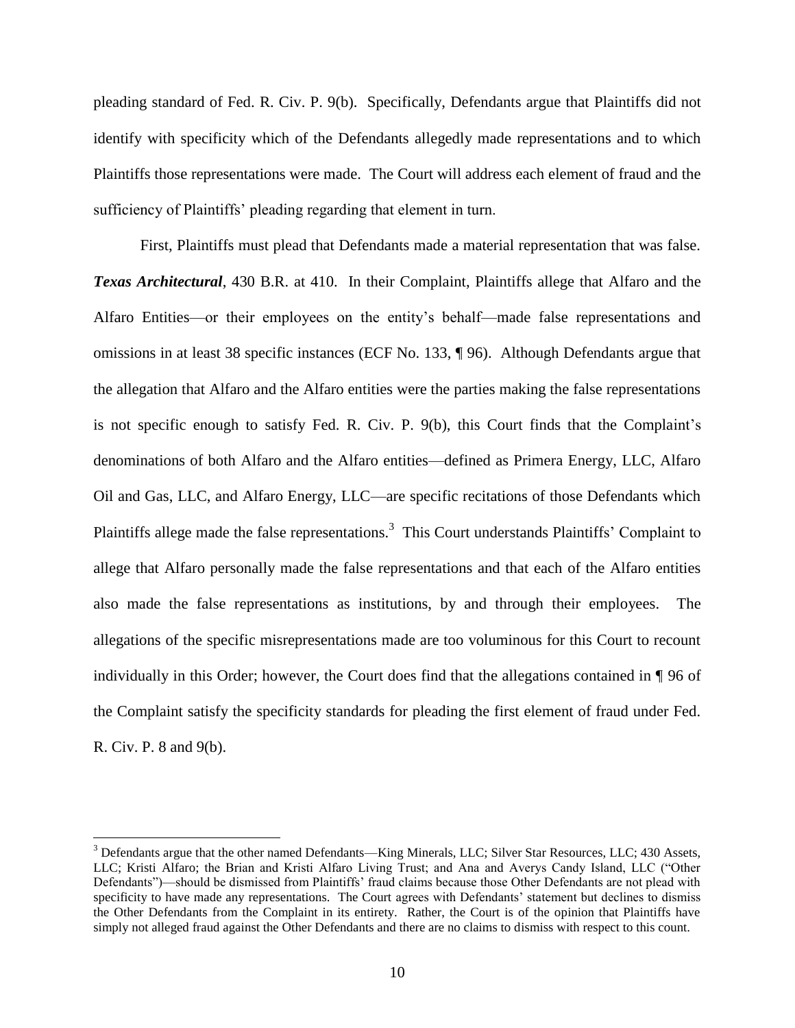pleading standard of Fed. R. Civ. P. 9(b). Specifically, Defendants argue that Plaintiffs did not identify with specificity which of the Defendants allegedly made representations and to which Plaintiffs those representations were made. The Court will address each element of fraud and the sufficiency of Plaintiffs' pleading regarding that element in turn.

First, Plaintiffs must plead that Defendants made a material representation that was false. ***Texas Architectural***, 430 B.R. at 410. In their Complaint, Plaintiffs allege that Alfaro and the Alfaro Entities—or their employees on the entity's behalf—made false representations and omissions in at least 38 specific instances (ECF No. 133, ¶ 96). Although Defendants argue that the allegation that Alfaro and the Alfaro entities were the parties making the false representations is not specific enough to satisfy Fed. R. Civ. P. 9(b), this Court finds that the Complaint's denominations of both Alfaro and the Alfaro entities—defined as Primera Energy, LLC, Alfaro Oil and Gas, LLC, and Alfaro Energy, LLC—are specific recitations of those Defendants which Plaintiffs allege made the false representations.[3] This Court understands Plaintiffs' Complaint to allege that Alfaro personally made the false representations and that each of the Alfaro entities also made the false representations as institutions, by and through their employees. The allegations of the specific misrepresentations made are too voluminous for this Court to recount individually in this Order; however, the Court does find that the allegations contained in ¶ 96 of the Complaint satisfy the specificity standards for pleading the first element of fraud under Fed. R. Civ. P. 8 and 9(b).

---

[3] Defendants argue that the other named Defendants—King Minerals, LLC; Silver Star Resources, LLC; 430 Assets, LLC; Kristi Alfaro; the Brian and Kristi Alfaro Living Trust; and Ana and Averys Candy Island, LLC ("Other Defendants")—should be dismissed from Plaintiffs' fraud claims because those Other Defendants are not plead with specificity to have made any representations. The Court agrees with Defendants' statement but declines to dismiss the Other Defendants from the Complaint in its entirety. Rather, the Court is of the opinion that Plaintiffs have simply not alleged fraud against the Other Defendants and there are no claims to dismiss with respect to this count.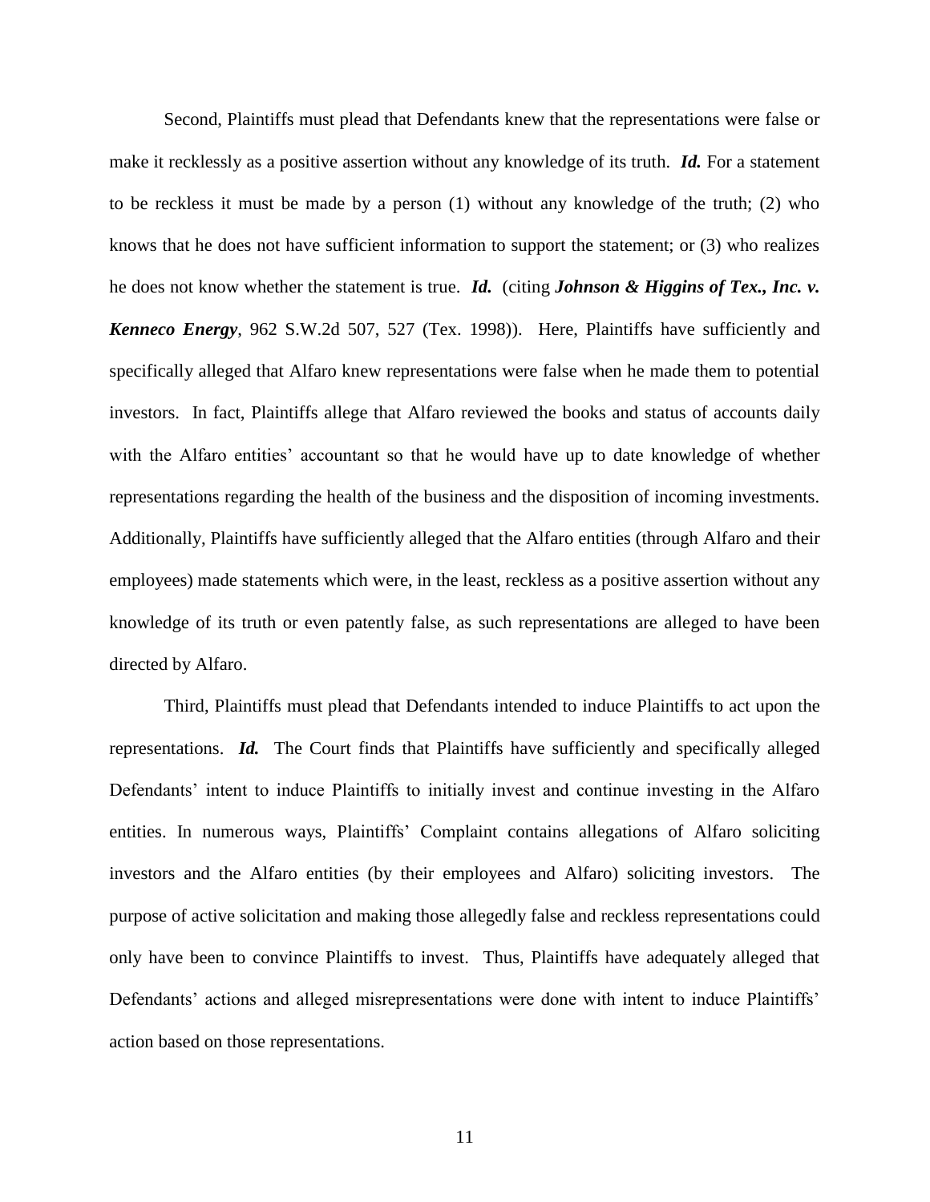Second, Plaintiffs must plead that Defendants knew that the representations were false or make it recklessly as a positive assertion without any knowledge of its truth. ***Id.*** For a statement to be reckless it must be made by a person (1) without any knowledge of the truth; (2) who knows that he does not have sufficient information to support the statement; or (3) who realizes he does not know whether the statement is true. ***Id.*** (citing ***Johnson & Higgins of Tex., Inc. v. Kenneco Energy***, 962 S.W.2d 507, 527 (Tex. 1998)). Here, Plaintiffs have sufficiently and specifically alleged that Alfaro knew representations were false when he made them to potential investors. In fact, Plaintiffs allege that Alfaro reviewed the books and status of accounts daily with the Alfaro entities' accountant so that he would have up to date knowledge of whether representations regarding the health of the business and the disposition of incoming investments. Additionally, Plaintiffs have sufficiently alleged that the Alfaro entities (through Alfaro and their employees) made statements which were, in the least, reckless as a positive assertion without any knowledge of its truth or even patently false, as such representations are alleged to have been directed by Alfaro.

Third, Plaintiffs must plead that Defendants intended to induce Plaintiffs to act upon the representations. ***Id.*** The Court finds that Plaintiffs have sufficiently and specifically alleged Defendants' intent to induce Plaintiffs to initially invest and continue investing in the Alfaro entities. In numerous ways, Plaintiffs' Complaint contains allegations of Alfaro soliciting investors and the Alfaro entities (by their employees and Alfaro) soliciting investors. The purpose of active solicitation and making those allegedly false and reckless representations could only have been to convince Plaintiffs to invest. Thus, Plaintiffs have adequately alleged that Defendants' actions and alleged misrepresentations were done with intent to induce Plaintiffs' action based on those representations.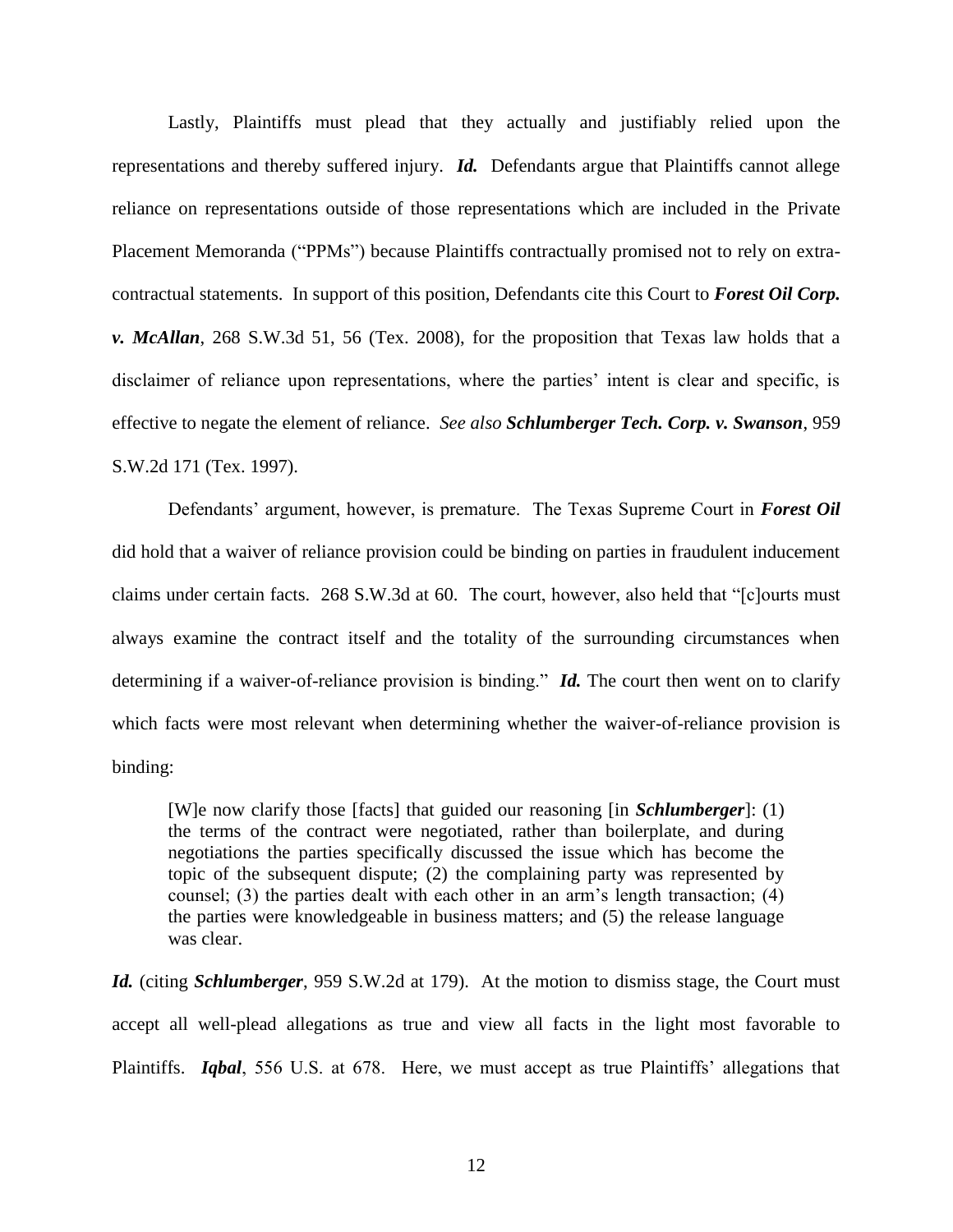Lastly, Plaintiffs must plead that they actually and justifiably relied upon the representations and thereby suffered injury. ***Id.*** Defendants argue that Plaintiffs cannot allege reliance on representations outside of those representations which are included in the Private Placement Memoranda ("PPMs") because Plaintiffs contractually promised not to rely on extra-contractual statements. In support of this position, Defendants cite this Court to ***Forest Oil Corp. v. McAllan***, 268 S.W.3d 51, 56 (Tex. 2008), for the proposition that Texas law holds that a disclaimer of reliance upon representations, where the parties' intent is clear and specific, is effective to negate the element of reliance. *See also* ***Schlumberger Tech. Corp. v. Swanson***, 959 S.W.2d 171 (Tex. 1997).

Defendants' argument, however, is premature. The Texas Supreme Court in ***Forest Oil*** did hold that a waiver of reliance provision could be binding on parties in fraudulent inducement claims under certain facts. 268 S.W.3d at 60. The court, however, also held that "[c]ourts must always examine the contract itself and the totality of the surrounding circumstances when determining if a waiver-of-reliance provision is binding." ***Id.*** The court then went on to clarify which facts were most relevant when determining whether the waiver-of-reliance provision is binding:

> [W]e now clarify those [facts] that guided our reasoning [in ***Schlumberger***]: (1) the terms of the contract were negotiated, rather than boilerplate, and during negotiations the parties specifically discussed the issue which has become the topic of the subsequent dispute; (2) the complaining party was represented by counsel; (3) the parties dealt with each other in an arm's length transaction; (4) the parties were knowledgeable in business matters; and (5) the release language was clear.

***Id.*** (citing ***Schlumberger***, 959 S.W.2d at 179). At the motion to dismiss stage, the Court must accept all well-plead allegations as true and view all facts in the light most favorable to Plaintiffs. ***Iqbal***, 556 U.S. at 678. Here, we must accept as true Plaintiffs' allegations that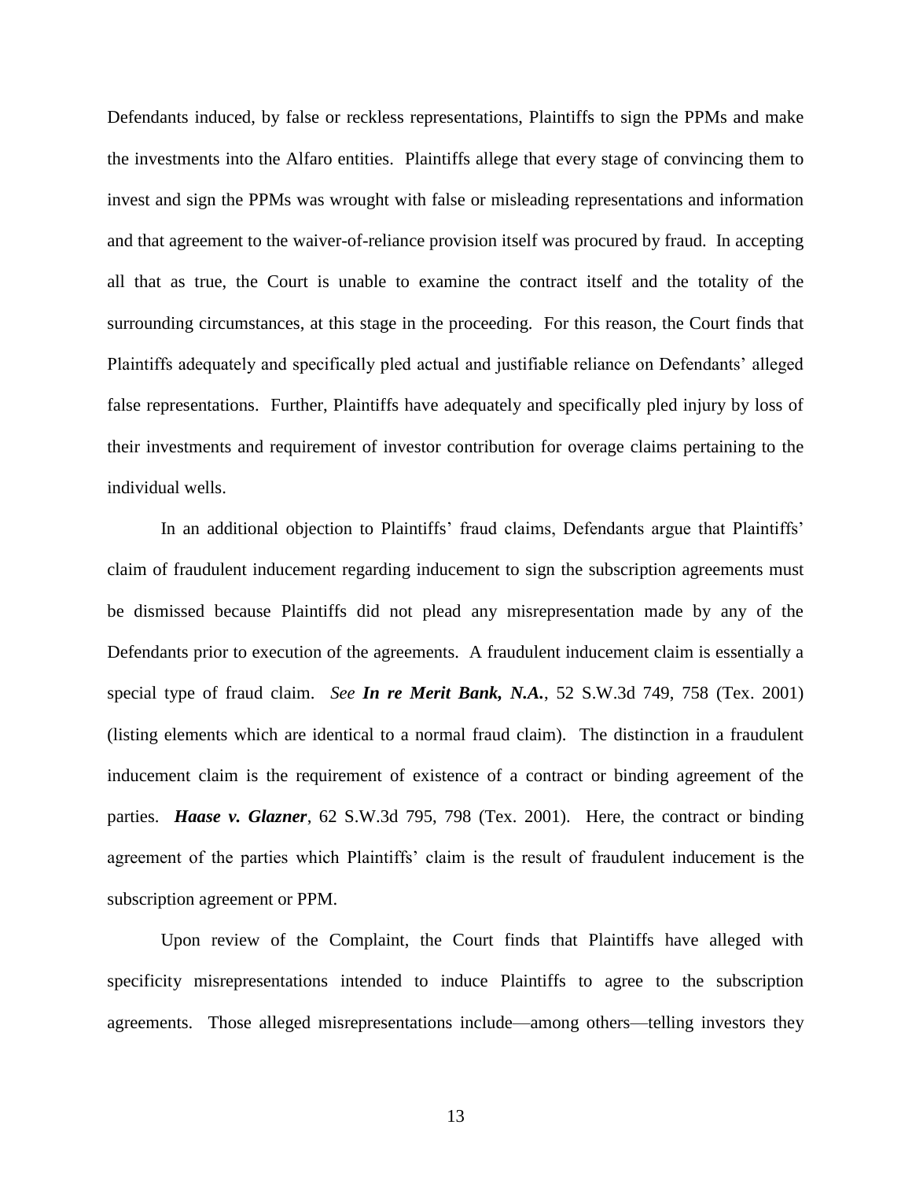Defendants induced, by false or reckless representations, Plaintiffs to sign the PPMs and make the investments into the Alfaro entities. Plaintiffs allege that every stage of convincing them to invest and sign the PPMs was wrought with false or misleading representations and information and that agreement to the waiver-of-reliance provision itself was procured by fraud. In accepting all that as true, the Court is unable to examine the contract itself and the totality of the surrounding circumstances, at this stage in the proceeding. For this reason, the Court finds that Plaintiffs adequately and specifically pled actual and justifiable reliance on Defendants' alleged false representations. Further, Plaintiffs have adequately and specifically pled injury by loss of their investments and requirement of investor contribution for overage claims pertaining to the individual wells.

In an additional objection to Plaintiffs' fraud claims, Defendants argue that Plaintiffs' claim of fraudulent inducement regarding inducement to sign the subscription agreements must be dismissed because Plaintiffs did not plead any misrepresentation made by any of the Defendants prior to execution of the agreements. A fraudulent inducement claim is essentially a special type of fraud claim. *See* ***In re Merit Bank, N.A.***, 52 S.W.3d 749, 758 (Tex. 2001) (listing elements which are identical to a normal fraud claim). The distinction in a fraudulent inducement claim is the requirement of existence of a contract or binding agreement of the parties. ***Haase v. Glazner***, 62 S.W.3d 795, 798 (Tex. 2001). Here, the contract or binding agreement of the parties which Plaintiffs' claim is the result of fraudulent inducement is the subscription agreement or PPM.

Upon review of the Complaint, the Court finds that Plaintiffs have alleged with specificity misrepresentations intended to induce Plaintiffs to agree to the subscription agreements. Those alleged misrepresentations include—among others—telling investors they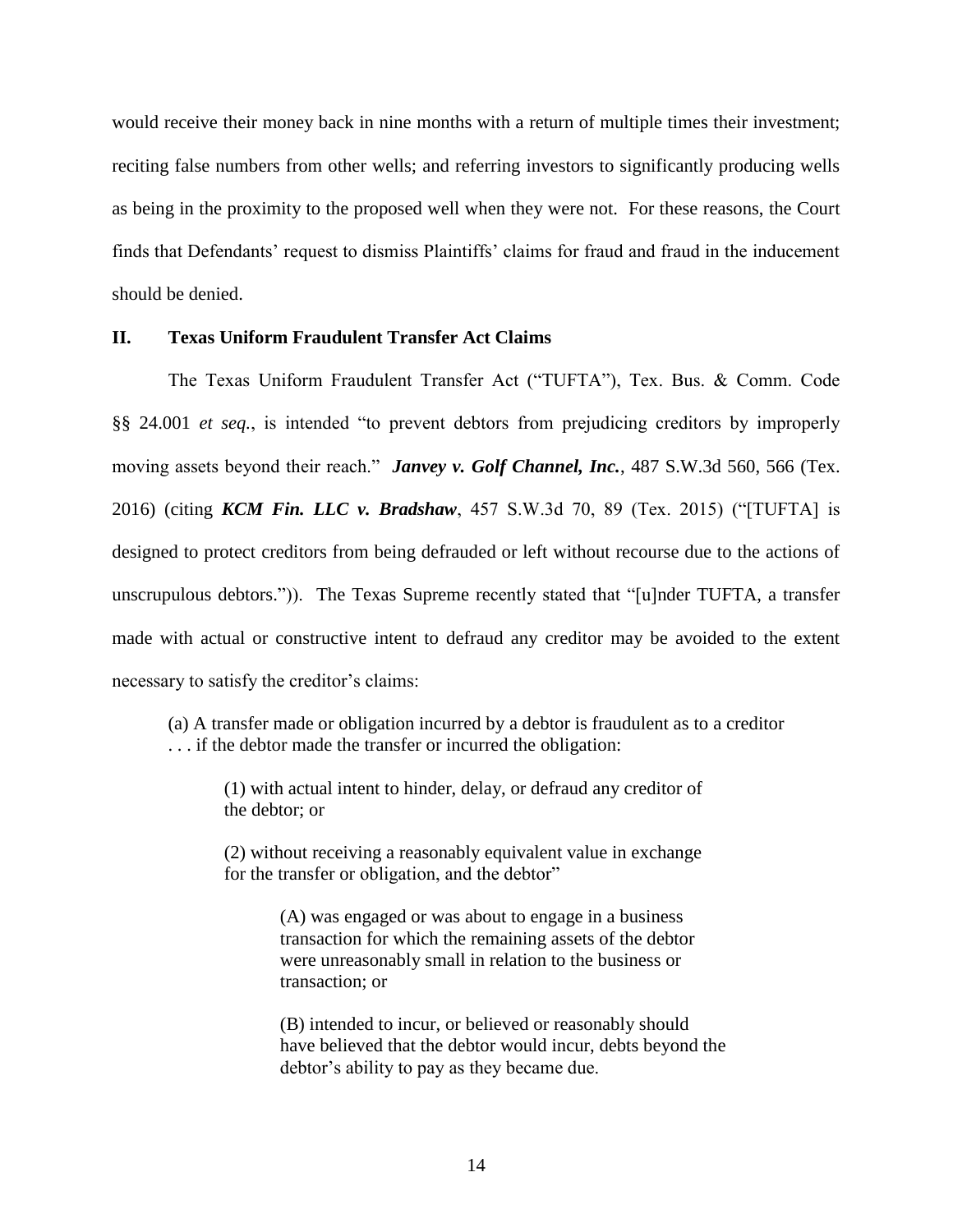would receive their money back in nine months with a return of multiple times their investment; reciting false numbers from other wells; and referring investors to significantly producing wells as being in the proximity to the proposed well when they were not. For these reasons, the Court finds that Defendants' request to dismiss Plaintiffs' claims for fraud and fraud in the inducement should be denied.

## II. Texas Uniform Fraudulent Transfer Act Claims

The Texas Uniform Fraudulent Transfer Act ("TUFTA"), Tex. Bus. & Comm. Code §§ 24.001 *et seq.*, is intended "to prevent debtors from prejudicing creditors by improperly moving assets beyond their reach." ***Janvey v. Golf Channel, Inc.***, 487 S.W.3d 560, 566 (Tex. 2016) (citing ***KCM Fin. LLC v. Bradshaw***, 457 S.W.3d 70, 89 (Tex. 2015) ("[TUFTA] is designed to protect creditors from being defrauded or left without recourse due to the actions of unscrupulous debtors.")). The Texas Supreme recently stated that "[u]nder TUFTA, a transfer made with actual or constructive intent to defraud any creditor may be avoided to the extent necessary to satisfy the creditor's claims:

> (a) A transfer made or obligation incurred by a debtor is fraudulent as to a creditor . . . if the debtor made the transfer or incurred the obligation:
>
> > (1) with actual intent to hinder, delay, or defraud any creditor of the debtor; or
> >
> > (2) without receiving a reasonably equivalent value in exchange for the transfer or obligation, and the debtor"
> >
> > > (A) was engaged or was about to engage in a business transaction for which the remaining assets of the debtor were unreasonably small in relation to the business or transaction; or
> > >
> > > (B) intended to incur, or believed or reasonably should have believed that the debtor would incur, debts beyond the debtor's ability to pay as they became due.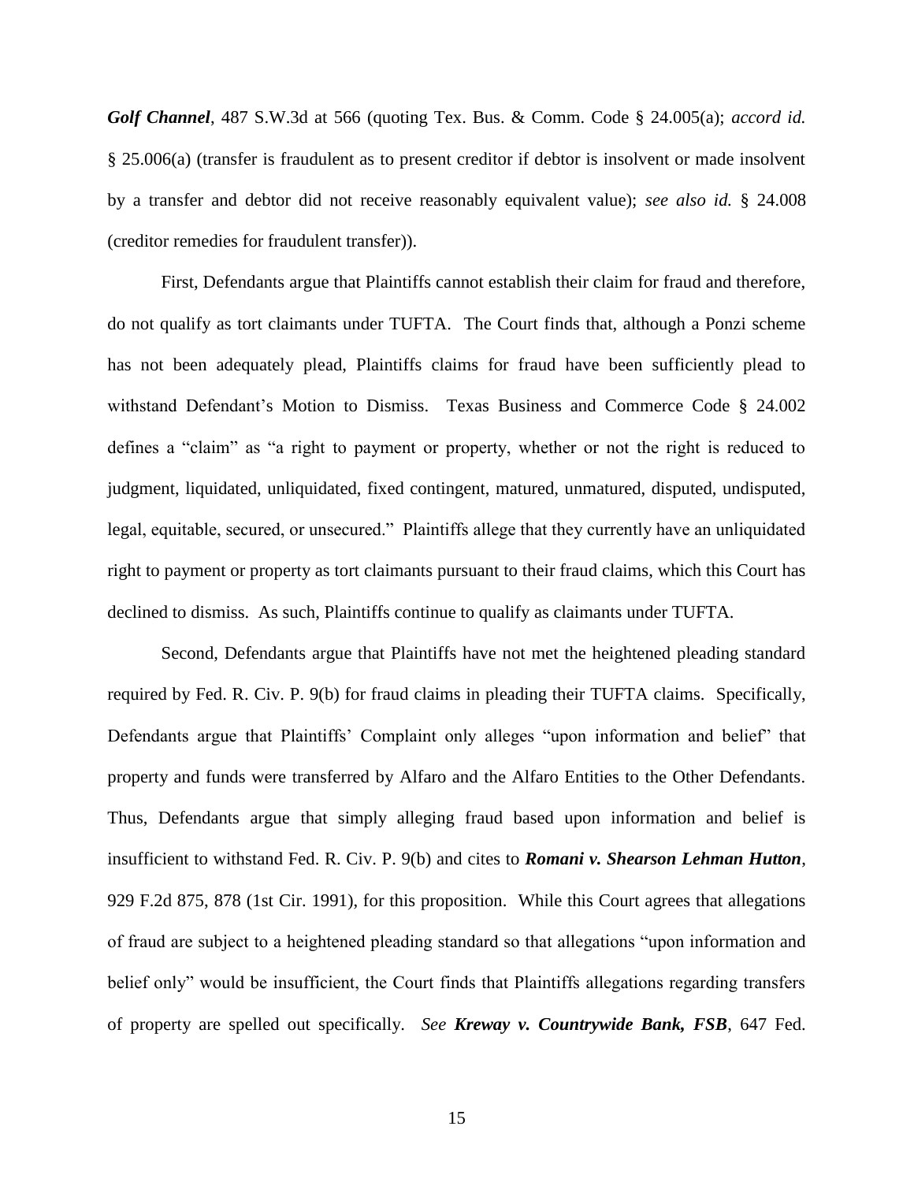***Golf Channel***, 487 S.W.3d at 566 (quoting Tex. Bus. & Comm. Code § 24.005(a); *accord id.* § 25.006(a) (transfer is fraudulent as to present creditor if debtor is insolvent or made insolvent by a transfer and debtor did not receive reasonably equivalent value); *see also id.* § 24.008 (creditor remedies for fraudulent transfer)).

First, Defendants argue that Plaintiffs cannot establish their claim for fraud and therefore, do not qualify as tort claimants under TUFTA. The Court finds that, although a Ponzi scheme has not been adequately plead, Plaintiffs claims for fraud have been sufficiently plead to withstand Defendant's Motion to Dismiss. Texas Business and Commerce Code § 24.002 defines a "claim" as "a right to payment or property, whether or not the right is reduced to judgment, liquidated, unliquidated, fixed contingent, matured, unmatured, disputed, undisputed, legal, equitable, secured, or unsecured." Plaintiffs allege that they currently have an unliquidated right to payment or property as tort claimants pursuant to their fraud claims, which this Court has declined to dismiss. As such, Plaintiffs continue to qualify as claimants under TUFTA.

Second, Defendants argue that Plaintiffs have not met the heightened pleading standard required by Fed. R. Civ. P. 9(b) for fraud claims in pleading their TUFTA claims. Specifically, Defendants argue that Plaintiffs' Complaint only alleges "upon information and belief" that property and funds were transferred by Alfaro and the Alfaro Entities to the Other Defendants. Thus, Defendants argue that simply alleging fraud based upon information and belief is insufficient to withstand Fed. R. Civ. P. 9(b) and cites to ***Romani v. Shearson Lehman Hutton***, 929 F.2d 875, 878 (1st Cir. 1991), for this proposition. While this Court agrees that allegations of fraud are subject to a heightened pleading standard so that allegations "upon information and belief only" would be insufficient, the Court finds that Plaintiffs allegations regarding transfers of property are spelled out specifically. *See* ***Kreway v. Countrywide Bank, FSB***, 647 Fed.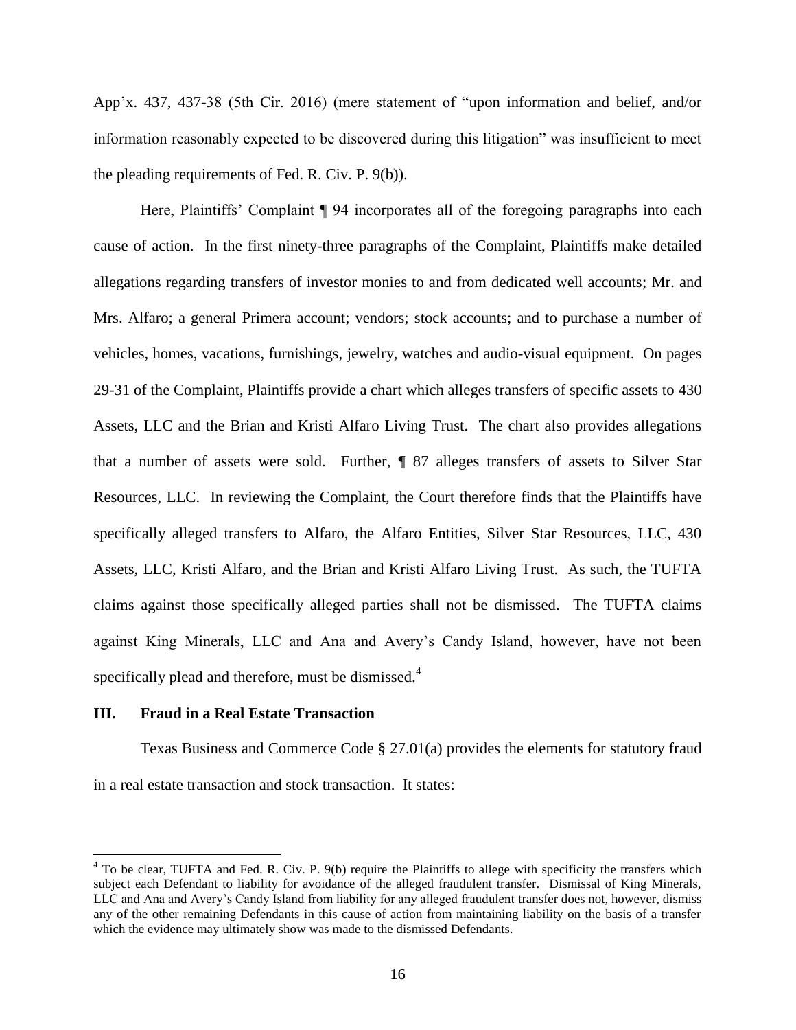App'x. 437, 437-38 (5th Cir. 2016) (mere statement of "upon information and belief, and/or information reasonably expected to be discovered during this litigation" was insufficient to meet the pleading requirements of Fed. R. Civ. P. 9(b)).

Here, Plaintiffs' Complaint ¶ 94 incorporates all of the foregoing paragraphs into each cause of action. In the first ninety-three paragraphs of the Complaint, Plaintiffs make detailed allegations regarding transfers of investor monies to and from dedicated well accounts; Mr. and Mrs. Alfaro; a general Primera account; vendors; stock accounts; and to purchase a number of vehicles, homes, vacations, furnishings, jewelry, watches and audio-visual equipment. On pages 29-31 of the Complaint, Plaintiffs provide a chart which alleges transfers of specific assets to 430 Assets, LLC and the Brian and Kristi Alfaro Living Trust. The chart also provides allegations that a number of assets were sold. Further, ¶ 87 alleges transfers of assets to Silver Star Resources, LLC. In reviewing the Complaint, the Court therefore finds that the Plaintiffs have specifically alleged transfers to Alfaro, the Alfaro Entities, Silver Star Resources, LLC, 430 Assets, LLC, Kristi Alfaro, and the Brian and Kristi Alfaro Living Trust. As such, the TUFTA claims against those specifically alleged parties shall not be dismissed. The TUFTA claims against King Minerals, LLC and Ana and Avery's Candy Island, however, have not been specifically plead and therefore, must be dismissed.[4]

## III. Fraud in a Real Estate Transaction

Texas Business and Commerce Code § 27.01(a) provides the elements for statutory fraud in a real estate transaction and stock transaction. It states:

---

[4] To be clear, TUFTA and Fed. R. Civ. P. 9(b) require the Plaintiffs to allege with specificity the transfers which subject each Defendant to liability for avoidance of the alleged fraudulent transfer. Dismissal of King Minerals, LLC and Ana and Avery's Candy Island from liability for any alleged fraudulent transfer does not, however, dismiss any of the other remaining Defendants in this cause of action from maintaining liability on the basis of a transfer which the evidence may ultimately show was made to the dismissed Defendants.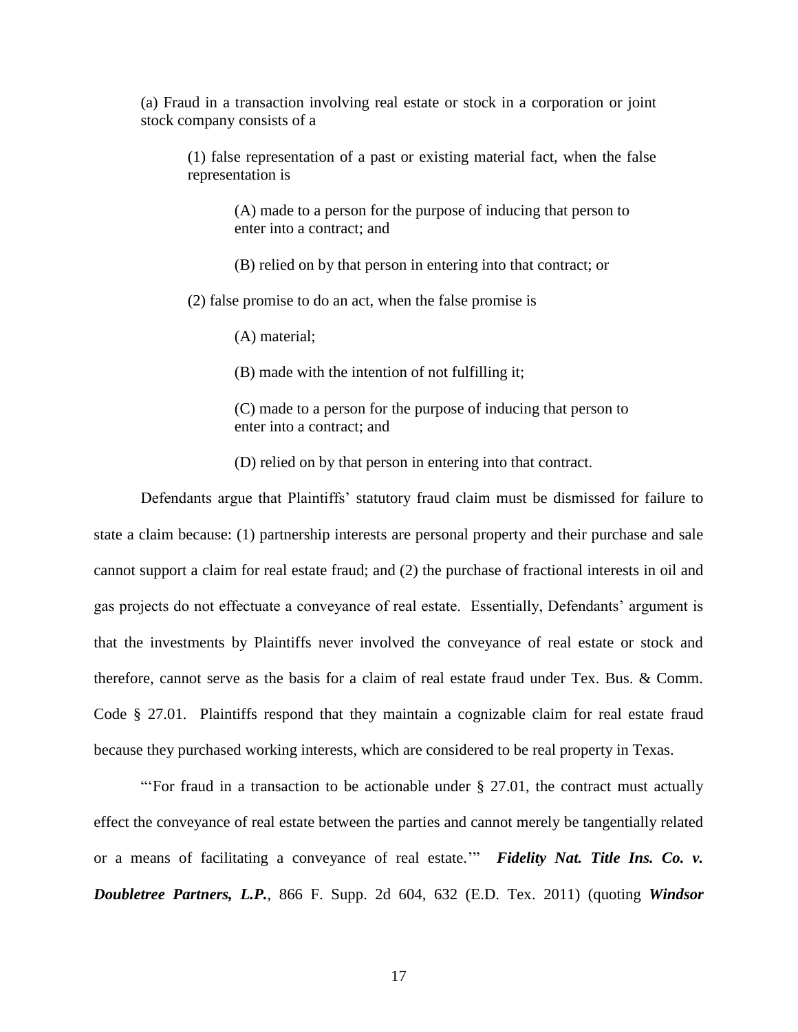> (a) Fraud in a transaction involving real estate or stock in a corporation or joint stock company consists of a
>
> > (1) false representation of a past or existing material fact, when the false representation is
> >
> > > (A) made to a person for the purpose of inducing that person to enter into a contract; and
> > >
> > > (B) relied on by that person in entering into that contract; or
> >
> > (2) false promise to do an act, when the false promise is
> >
> > > (A) material;
> > >
> > > (B) made with the intention of not fulfilling it;
> > >
> > > (C) made to a person for the purpose of inducing that person to enter into a contract; and
> > >
> > > (D) relied on by that person in entering into that contract.

Defendants argue that Plaintiffs' statutory fraud claim must be dismissed for failure to state a claim because: (1) partnership interests are personal property and their purchase and sale cannot support a claim for real estate fraud; and (2) the purchase of fractional interests in oil and gas projects do not effectuate a conveyance of real estate. Essentially, Defendants' argument is that the investments by Plaintiffs never involved the conveyance of real estate or stock and therefore, cannot serve as the basis for a claim of real estate fraud under Tex. Bus. & Comm. Code § 27.01. Plaintiffs respond that they maintain a cognizable claim for real estate fraud because they purchased working interests, which are considered to be real property in Texas.

"'For fraud in a transaction to be actionable under § 27.01, the contract must actually effect the conveyance of real estate between the parties and cannot merely be tangentially related or a means of facilitating a conveyance of real estate.'" ***Fidelity Nat. Title Ins. Co. v. Doubletree Partners, L.P.***, 866 F. Supp. 2d 604, 632 (E.D. Tex. 2011) (quoting ***Windsor***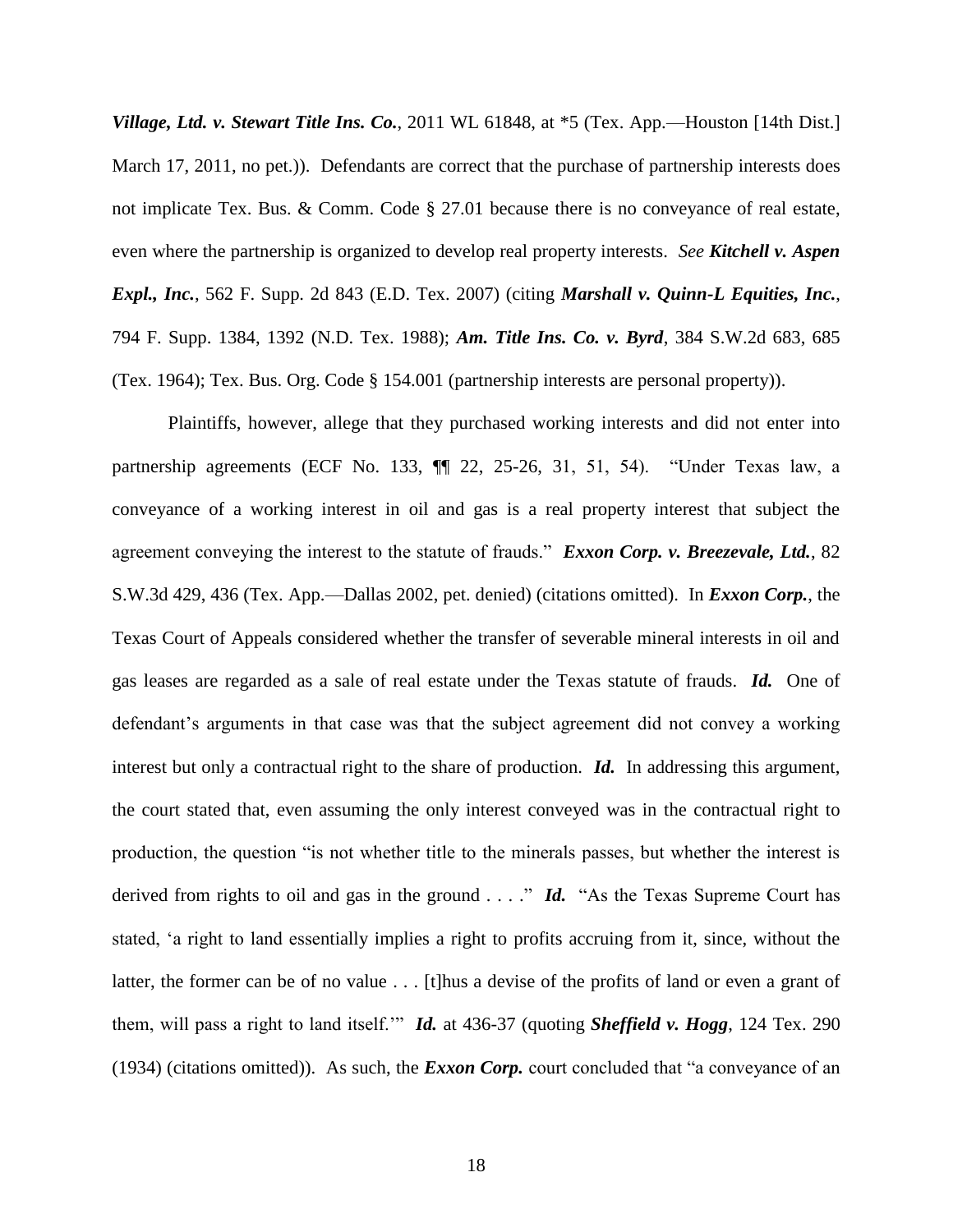***Village, Ltd. v. Stewart Title Ins. Co.***, 2011 WL 61848, at *5 (Tex. App.—Houston [14th Dist.] March 17, 2011, no pet.)). Defendants are correct that the purchase of partnership interests does not implicate Tex. Bus. & Comm. Code § 27.01 because there is no conveyance of real estate, even where the partnership is organized to develop real property interests. *See* ***Kitchell v. Aspen Expl., Inc.***, 562 F. Supp. 2d 843 (E.D. Tex. 2007) (citing ***Marshall v. Quinn-L Equities, Inc.***, 794 F. Supp. 1384, 1392 (N.D. Tex. 1988); ***Am. Title Ins. Co. v. Byrd***, 384 S.W.2d 683, 685 (Tex. 1964); Tex. Bus. Org. Code § 154.001 (partnership interests are personal property)).

Plaintiffs, however, allege that they purchased working interests and did not enter into partnership agreements (ECF No. 133, ¶¶ 22, 25-26, 31, 51, 54). "Under Texas law, a conveyance of a working interest in oil and gas is a real property interest that subject the agreement conveying the interest to the statute of frauds." ***Exxon Corp. v. Breezevale, Ltd.***, 82 S.W.3d 429, 436 (Tex. App.—Dallas 2002, pet. denied) (citations omitted). In ***Exxon Corp.***, the Texas Court of Appeals considered whether the transfer of severable mineral interests in oil and gas leases are regarded as a sale of real estate under the Texas statute of frauds. ***Id.*** One of defendant's arguments in that case was that the subject agreement did not convey a working interest but only a contractual right to the share of production. ***Id.*** In addressing this argument, the court stated that, even assuming the only interest conveyed was in the contractual right to production, the question "is not whether title to the minerals passes, but whether the interest is derived from rights to oil and gas in the ground . . . ." ***Id.*** "As the Texas Supreme Court has stated, 'a right to land essentially implies a right to profits accruing from it, since, without the latter, the former can be of no value . . . [t]hus a devise of the profits of land or even a grant of them, will pass a right to land itself.'" ***Id.*** at 436-37 (quoting ***Sheffield v. Hogg***, 124 Tex. 290 (1934) (citations omitted)). As such, the ***Exxon Corp.*** court concluded that "a conveyance of an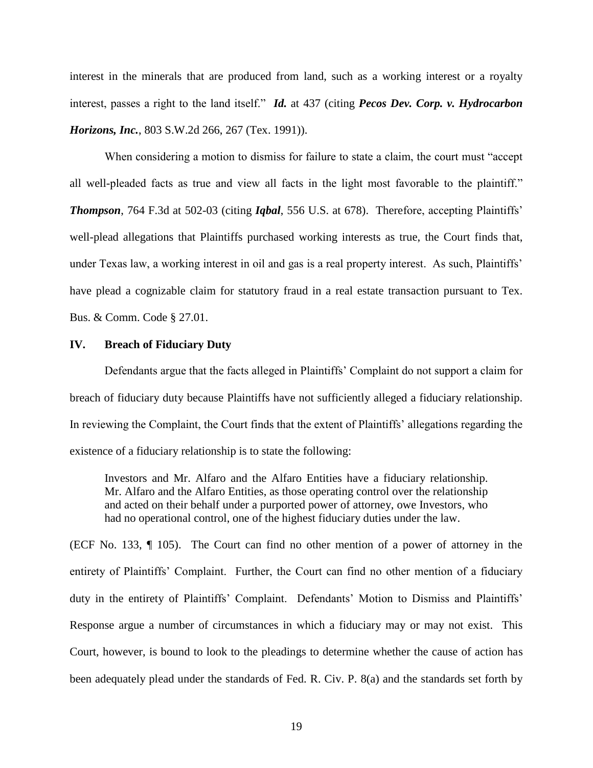interest in the minerals that are produced from land, such as a working interest or a royalty interest, passes a right to the land itself." ***Id.*** at 437 (citing ***Pecos Dev. Corp. v. Hydrocarbon Horizons, Inc.***, 803 S.W.2d 266, 267 (Tex. 1991)).

When considering a motion to dismiss for failure to state a claim, the court must "accept all well-pleaded facts as true and view all facts in the light most favorable to the plaintiff." ***Thompson***, 764 F.3d at 502-03 (citing ***Iqbal***, 556 U.S. at 678). Therefore, accepting Plaintiffs' well-plead allegations that Plaintiffs purchased working interests as true, the Court finds that, under Texas law, a working interest in oil and gas is a real property interest. As such, Plaintiffs' have plead a cognizable claim for statutory fraud in a real estate transaction pursuant to Tex. Bus. & Comm. Code § 27.01.

## IV. Breach of Fiduciary Duty

Defendants argue that the facts alleged in Plaintiffs' Complaint do not support a claim for breach of fiduciary duty because Plaintiffs have not sufficiently alleged a fiduciary relationship. In reviewing the Complaint, the Court finds that the extent of Plaintiffs' allegations regarding the existence of a fiduciary relationship is to state the following:

> Investors and Mr. Alfaro and the Alfaro Entities have a fiduciary relationship. Mr. Alfaro and the Alfaro Entities, as those operating control over the relationship and acted on their behalf under a purported power of attorney, owe Investors, who had no operational control, one of the highest fiduciary duties under the law.

(ECF No. 133, ¶ 105). The Court can find no other mention of a power of attorney in the entirety of Plaintiffs' Complaint. Further, the Court can find no other mention of a fiduciary duty in the entirety of Plaintiffs' Complaint. Defendants' Motion to Dismiss and Plaintiffs' Response argue a number of circumstances in which a fiduciary may or may not exist. This Court, however, is bound to look to the pleadings to determine whether the cause of action has been adequately plead under the standards of Fed. R. Civ. P. 8(a) and the standards set forth by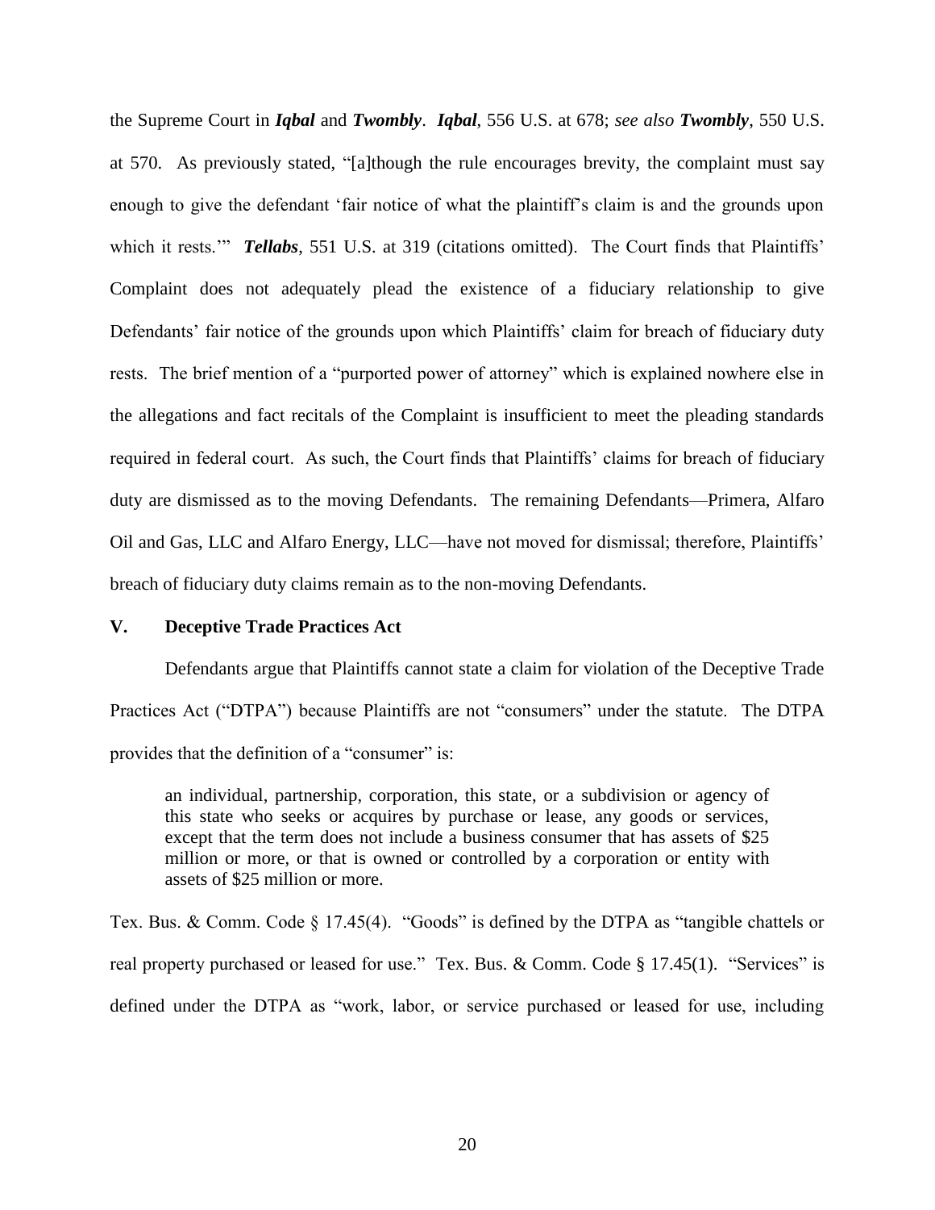the Supreme Court in ***Iqbal*** and ***Twombly***. ***Iqbal***, 556 U.S. at 678; *see also* ***Twombly***, 550 U.S. at 570. As previously stated, "[a]though the rule encourages brevity, the complaint must say enough to give the defendant 'fair notice of what the plaintiff's claim is and the grounds upon which it rests.'" ***Tellabs***, 551 U.S. at 319 (citations omitted). The Court finds that Plaintiffs' Complaint does not adequately plead the existence of a fiduciary relationship to give Defendants' fair notice of the grounds upon which Plaintiffs' claim for breach of fiduciary duty rests. The brief mention of a "purported power of attorney" which is explained nowhere else in the allegations and fact recitals of the Complaint is insufficient to meet the pleading standards required in federal court. As such, the Court finds that Plaintiffs' claims for breach of fiduciary duty are dismissed as to the moving Defendants. The remaining Defendants—Primera, Alfaro Oil and Gas, LLC and Alfaro Energy, LLC—have not moved for dismissal; therefore, Plaintiffs' breach of fiduciary duty claims remain as to the non-moving Defendants.

## V. Deceptive Trade Practices Act

Defendants argue that Plaintiffs cannot state a claim for violation of the Deceptive Trade Practices Act ("DTPA") because Plaintiffs are not "consumers" under the statute. The DTPA provides that the definition of a "consumer" is:

> an individual, partnership, corporation, this state, or a subdivision or agency of this state who seeks or acquires by purchase or lease, any goods or services, except that the term does not include a business consumer that has assets of $25 million or more, or that is owned or controlled by a corporation or entity with assets of $25 million or more.

Tex. Bus. & Comm. Code § 17.45(4). "Goods" is defined by the DTPA as "tangible chattels or real property purchased or leased for use." Tex. Bus. & Comm. Code § 17.45(1). "Services" is defined under the DTPA as "work, labor, or service purchased or leased for use, including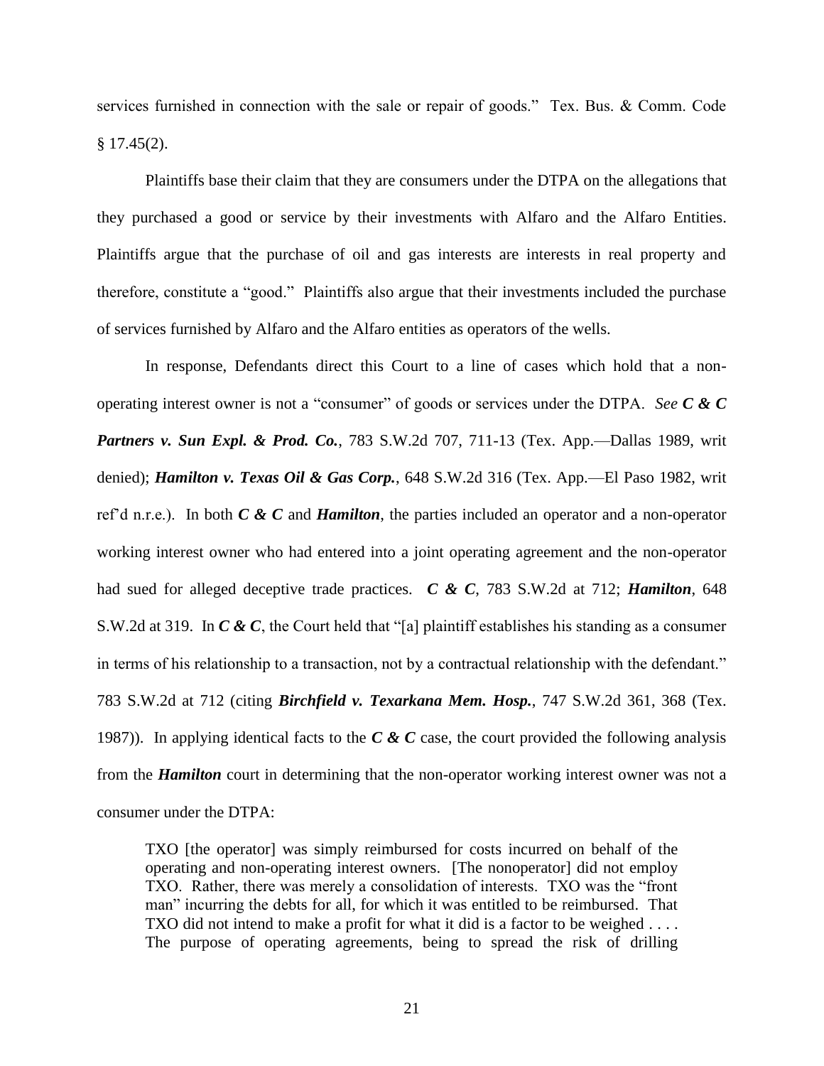services furnished in connection with the sale or repair of goods." Tex. Bus. & Comm. Code § 17.45(2).

Plaintiffs base their claim that they are consumers under the DTPA on the allegations that they purchased a good or service by their investments with Alfaro and the Alfaro Entities. Plaintiffs argue that the purchase of oil and gas interests are interests in real property and therefore, constitute a "good." Plaintiffs also argue that their investments included the purchase of services furnished by Alfaro and the Alfaro entities as operators of the wells.

In response, Defendants direct this Court to a line of cases which hold that a non-operating interest owner is not a "consumer" of goods or services under the DTPA. *See* ***C & C Partners v. Sun Expl. & Prod. Co.***, 783 S.W.2d 707, 711-13 (Tex. App.—Dallas 1989, writ denied); ***Hamilton v. Texas Oil & Gas Corp.***, 648 S.W.2d 316 (Tex. App.—El Paso 1982, writ ref'd n.r.e.). In both ***C & C*** and ***Hamilton***, the parties included an operator and a non-operator working interest owner who had entered into a joint operating agreement and the non-operator had sued for alleged deceptive trade practices. ***C & C***, 783 S.W.2d at 712; ***Hamilton***, 648 S.W.2d at 319. In ***C & C***, the Court held that "[a] plaintiff establishes his standing as a consumer in terms of his relationship to a transaction, not by a contractual relationship with the defendant." 783 S.W.2d at 712 (citing ***Birchfield v. Texarkana Mem. Hosp.***, 747 S.W.2d 361, 368 (Tex. 1987)). In applying identical facts to the ***C & C*** case, the court provided the following analysis from the ***Hamilton*** court in determining that the non-operator working interest owner was not a consumer under the DTPA:

> TXO [the operator] was simply reimbursed for costs incurred on behalf of the operating and non-operating interest owners. [The nonoperator] did not employ TXO. Rather, there was merely a consolidation of interests. TXO was the "front man" incurring the debts for all, for which it was entitled to be reimbursed. That TXO did not intend to make a profit for what it did is a factor to be weighed . . . . The purpose of operating agreements, being to spread the risk of drilling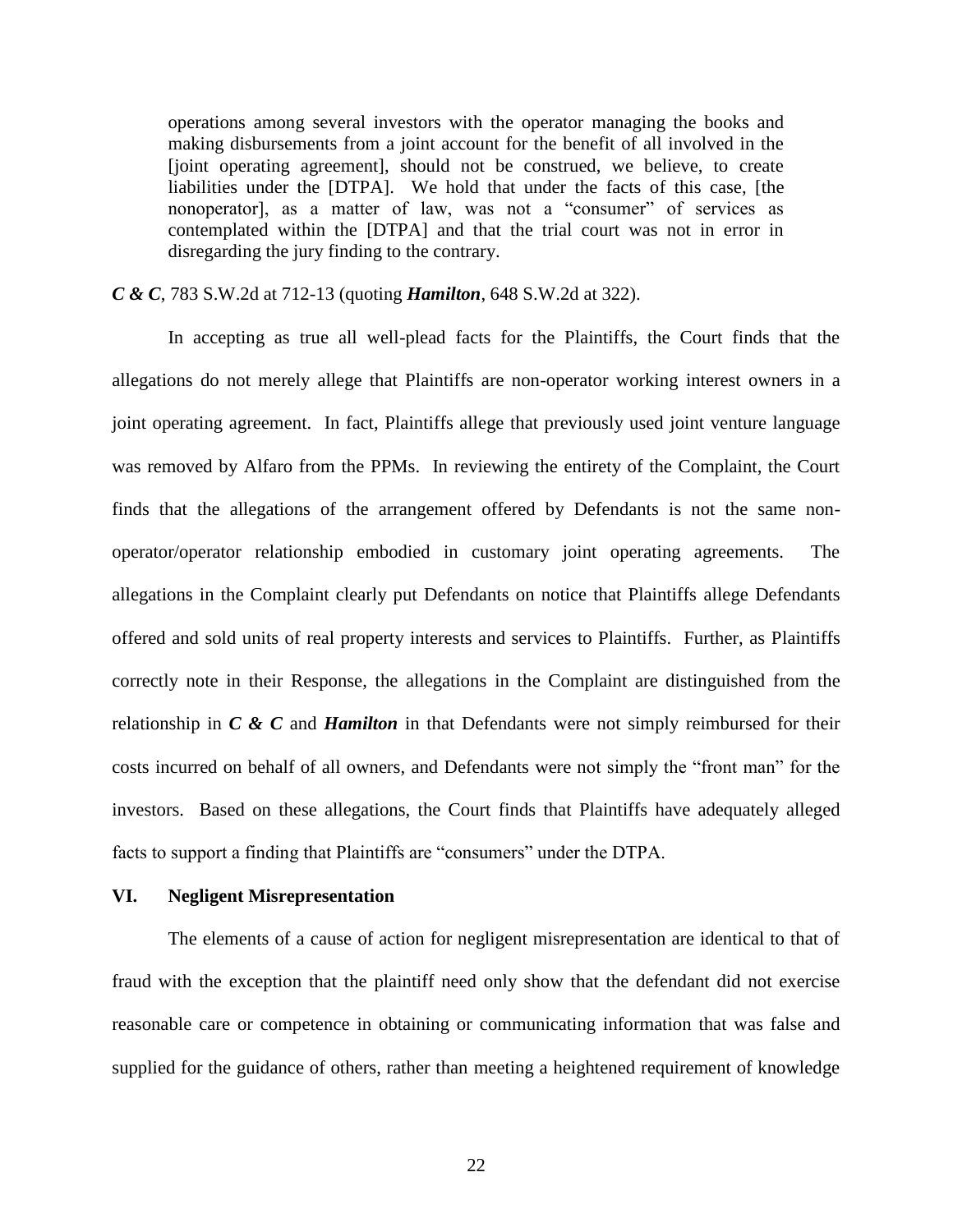> operations among several investors with the operator managing the books and making disbursements from a joint account for the benefit of all involved in the [joint operating agreement], should not be construed, we believe, to create liabilities under the [DTPA]. We hold that under the facts of this case, [the nonoperator], as a matter of law, was not a "consumer" of services as contemplated within the [DTPA] and that the trial court was not in error in disregarding the jury finding to the contrary.

***C & C***, 783 S.W.2d at 712-13 (quoting ***Hamilton***, 648 S.W.2d at 322).

In accepting as true all well-plead facts for the Plaintiffs, the Court finds that the allegations do not merely allege that Plaintiffs are non-operator working interest owners in a joint operating agreement. In fact, Plaintiffs allege that previously used joint venture language was removed by Alfaro from the PPMs. In reviewing the entirety of the Complaint, the Court finds that the allegations of the arrangement offered by Defendants is not the same non-operator/operator relationship embodied in customary joint operating agreements. The allegations in the Complaint clearly put Defendants on notice that Plaintiffs allege Defendants offered and sold units of real property interests and services to Plaintiffs. Further, as Plaintiffs correctly note in their Response, the allegations in the Complaint are distinguished from the relationship in ***C & C*** and ***Hamilton*** in that Defendants were not simply reimbursed for their costs incurred on behalf of all owners, and Defendants were not simply the "front man" for the investors. Based on these allegations, the Court finds that Plaintiffs have adequately alleged facts to support a finding that Plaintiffs are "consumers" under the DTPA.

## VI. Negligent Misrepresentation

The elements of a cause of action for negligent misrepresentation are identical to that of fraud with the exception that the plaintiff need only show that the defendant did not exercise reasonable care or competence in obtaining or communicating information that was false and supplied for the guidance of others, rather than meeting a heightened requirement of knowledge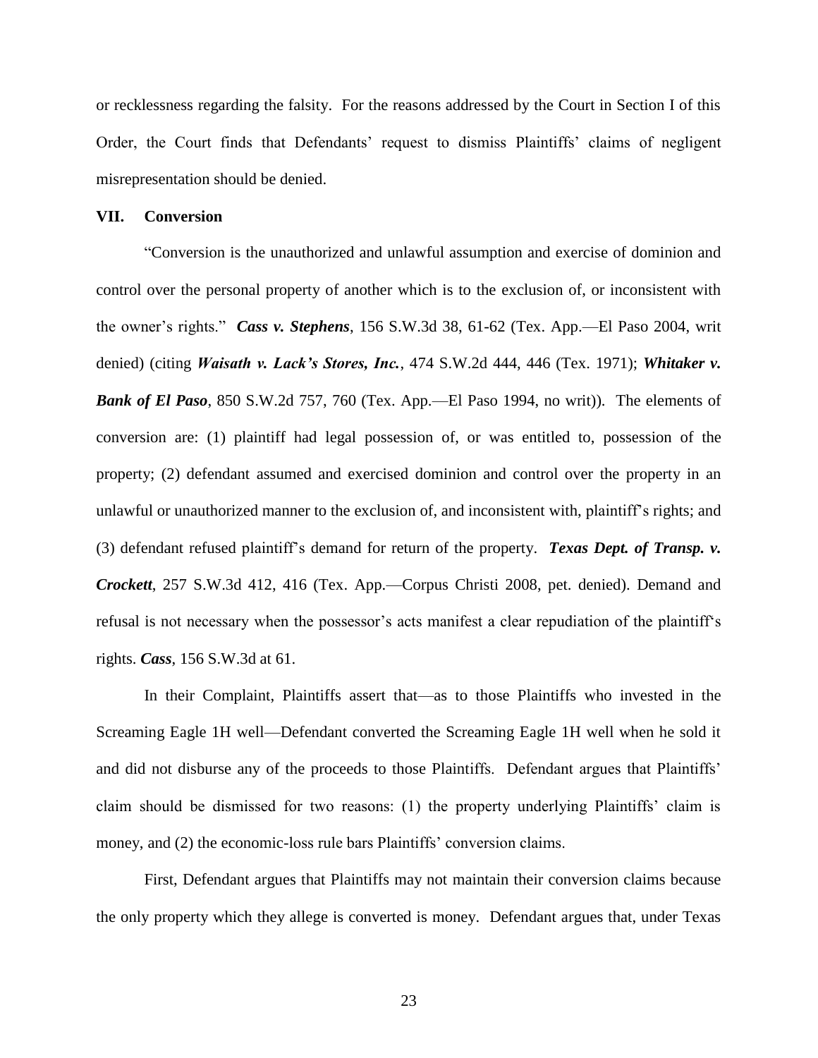or recklessness regarding the falsity. For the reasons addressed by the Court in Section I of this Order, the Court finds that Defendants' request to dismiss Plaintiffs' claims of negligent misrepresentation should be denied.

## VII. Conversion

"Conversion is the unauthorized and unlawful assumption and exercise of dominion and control over the personal property of another which is to the exclusion of, or inconsistent with the owner's rights." ***Cass v. Stephens***, 156 S.W.3d 38, 61-62 (Tex. App.—El Paso 2004, writ denied) (citing ***Waisath v. Lack's Stores, Inc.***, 474 S.W.2d 444, 446 (Tex. 1971); ***Whitaker v. Bank of El Paso***, 850 S.W.2d 757, 760 (Tex. App.—El Paso 1994, no writ)). The elements of conversion are: (1) plaintiff had legal possession of, or was entitled to, possession of the property; (2) defendant assumed and exercised dominion and control over the property in an unlawful or unauthorized manner to the exclusion of, and inconsistent with, plaintiff's rights; and (3) defendant refused plaintiff's demand for return of the property. ***Texas Dept. of Transp. v. Crockett***, 257 S.W.3d 412, 416 (Tex. App.—Corpus Christi 2008, pet. denied). Demand and refusal is not necessary when the possessor's acts manifest a clear repudiation of the plaintiff's rights. ***Cass***, 156 S.W.3d at 61.

In their Complaint, Plaintiffs assert that—as to those Plaintiffs who invested in the Screaming Eagle 1H well—Defendant converted the Screaming Eagle 1H well when he sold it and did not disburse any of the proceeds to those Plaintiffs. Defendant argues that Plaintiffs' claim should be dismissed for two reasons: (1) the property underlying Plaintiffs' claim is money, and (2) the economic-loss rule bars Plaintiffs' conversion claims.

First, Defendant argues that Plaintiffs may not maintain their conversion claims because the only property which they allege is converted is money. Defendant argues that, under Texas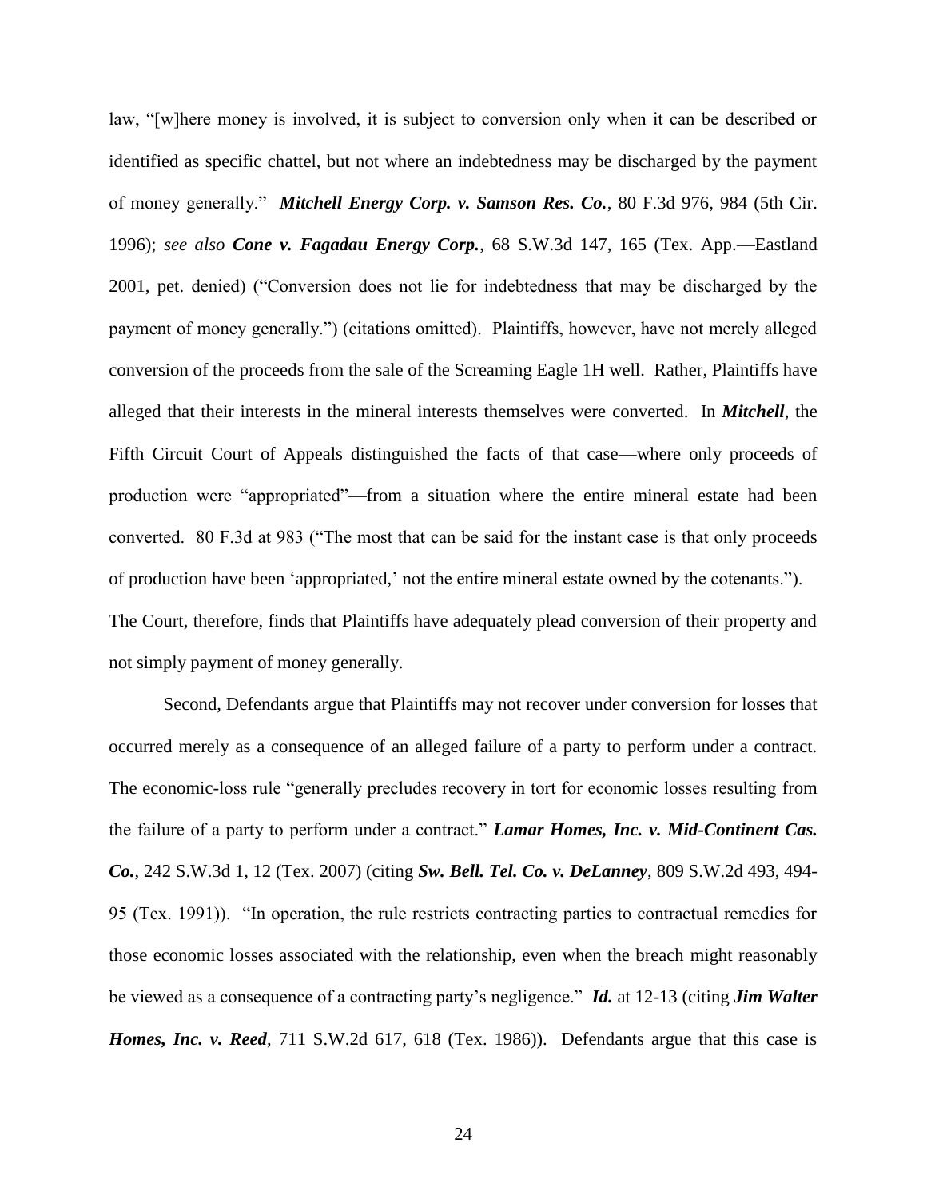law, "[w]here money is involved, it is subject to conversion only when it can be described or identified as specific chattel, but not where an indebtedness may be discharged by the payment of money generally." ***Mitchell Energy Corp. v. Samson Res. Co.***, 80 F.3d 976, 984 (5th Cir. 1996); *see also* ***Cone v. Fagadau Energy Corp.***, 68 S.W.3d 147, 165 (Tex. App.—Eastland 2001, pet. denied) ("Conversion does not lie for indebtedness that may be discharged by the payment of money generally.") (citations omitted). Plaintiffs, however, have not merely alleged conversion of the proceeds from the sale of the Screaming Eagle 1H well. Rather, Plaintiffs have alleged that their interests in the mineral interests themselves were converted. In ***Mitchell***, the Fifth Circuit Court of Appeals distinguished the facts of that case—where only proceeds of production were "appropriated"—from a situation where the entire mineral estate had been converted. 80 F.3d at 983 ("The most that can be said for the instant case is that only proceeds of production have been 'appropriated,' not the entire mineral estate owned by the cotenants."). The Court, therefore, finds that Plaintiffs have adequately plead conversion of their property and not simply payment of money generally.

Second, Defendants argue that Plaintiffs may not recover under conversion for losses that occurred merely as a consequence of an alleged failure of a party to perform under a contract. The economic-loss rule "generally precludes recovery in tort for economic losses resulting from the failure of a party to perform under a contract." ***Lamar Homes, Inc. v. Mid-Continent Cas. Co.***, 242 S.W.3d 1, 12 (Tex. 2007) (citing ***Sw. Bell. Tel. Co. v. DeLanney***, 809 S.W.2d 493, 494-95 (Tex. 1991)). "In operation, the rule restricts contracting parties to contractual remedies for those economic losses associated with the relationship, even when the breach might reasonably be viewed as a consequence of a contracting party's negligence." ***Id.*** at 12-13 (citing ***Jim Walter Homes, Inc. v. Reed***, 711 S.W.2d 617, 618 (Tex. 1986)). Defendants argue that this case is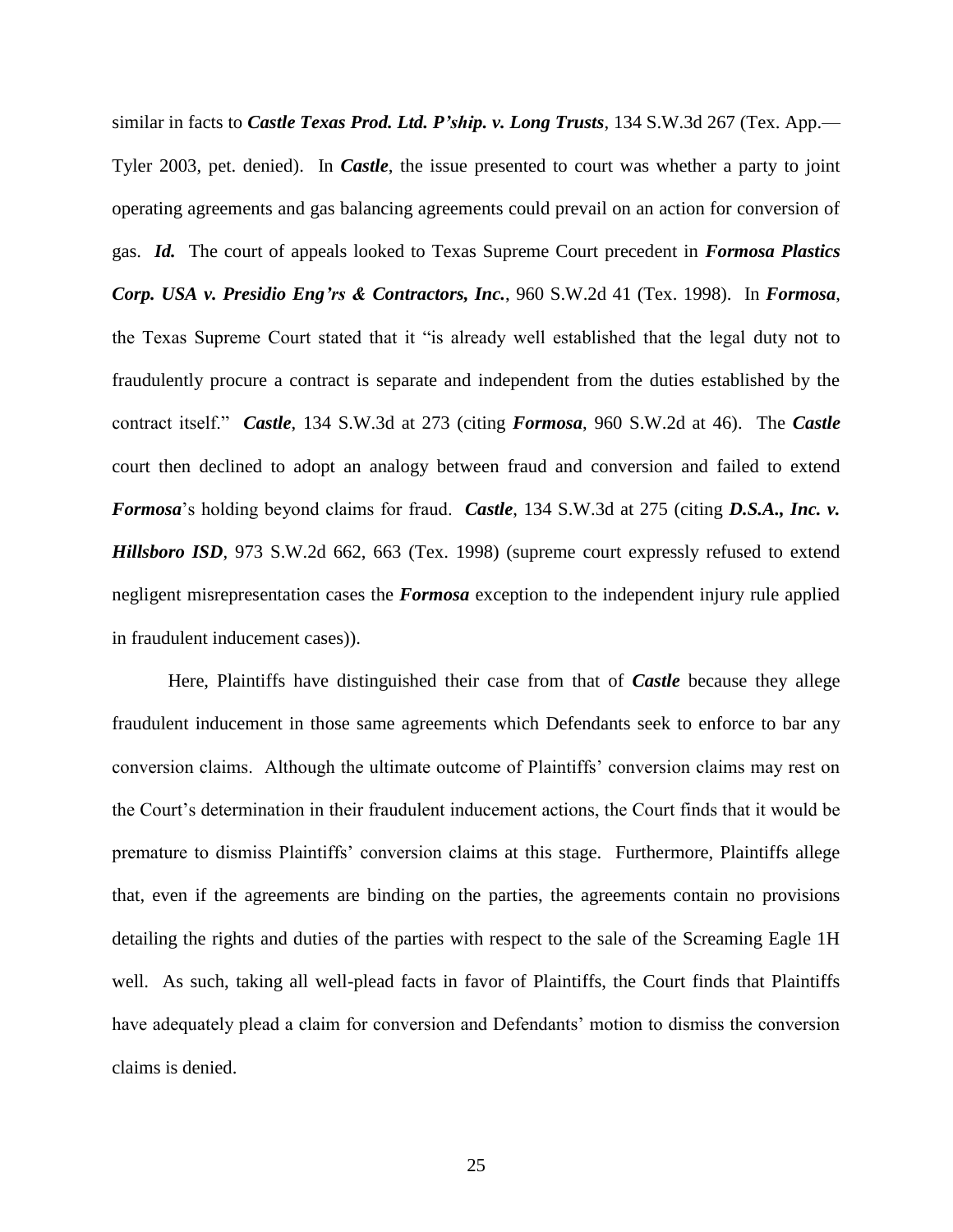similar in facts to ***Castle Texas Prod. Ltd. P'ship. v. Long Trusts***, 134 S.W.3d 267 (Tex. App.—Tyler 2003, pet. denied). In ***Castle***, the issue presented to court was whether a party to joint operating agreements and gas balancing agreements could prevail on an action for conversion of gas. ***Id.*** The court of appeals looked to Texas Supreme Court precedent in ***Formosa Plastics Corp. USA v. Presidio Eng'rs & Contractors, Inc.***, 960 S.W.2d 41 (Tex. 1998). In ***Formosa***, the Texas Supreme Court stated that it "is already well established that the legal duty not to fraudulently procure a contract is separate and independent from the duties established by the contract itself." ***Castle***, 134 S.W.3d at 273 (citing ***Formosa***, 960 S.W.2d at 46). The ***Castle*** court then declined to adopt an analogy between fraud and conversion and failed to extend ***Formosa***'s holding beyond claims for fraud. ***Castle***, 134 S.W.3d at 275 (citing ***D.S.A., Inc. v. Hillsboro ISD***, 973 S.W.2d 662, 663 (Tex. 1998) (supreme court expressly refused to extend negligent misrepresentation cases the ***Formosa*** exception to the independent injury rule applied in fraudulent inducement cases)).

Here, Plaintiffs have distinguished their case from that of ***Castle*** because they allege fraudulent inducement in those same agreements which Defendants seek to enforce to bar any conversion claims. Although the ultimate outcome of Plaintiffs' conversion claims may rest on the Court's determination in their fraudulent inducement actions, the Court finds that it would be premature to dismiss Plaintiffs' conversion claims at this stage. Furthermore, Plaintiffs allege that, even if the agreements are binding on the parties, the agreements contain no provisions detailing the rights and duties of the parties with respect to the sale of the Screaming Eagle 1H well. As such, taking all well-plead facts in favor of Plaintiffs, the Court finds that Plaintiffs have adequately plead a claim for conversion and Defendants' motion to dismiss the conversion claims is denied.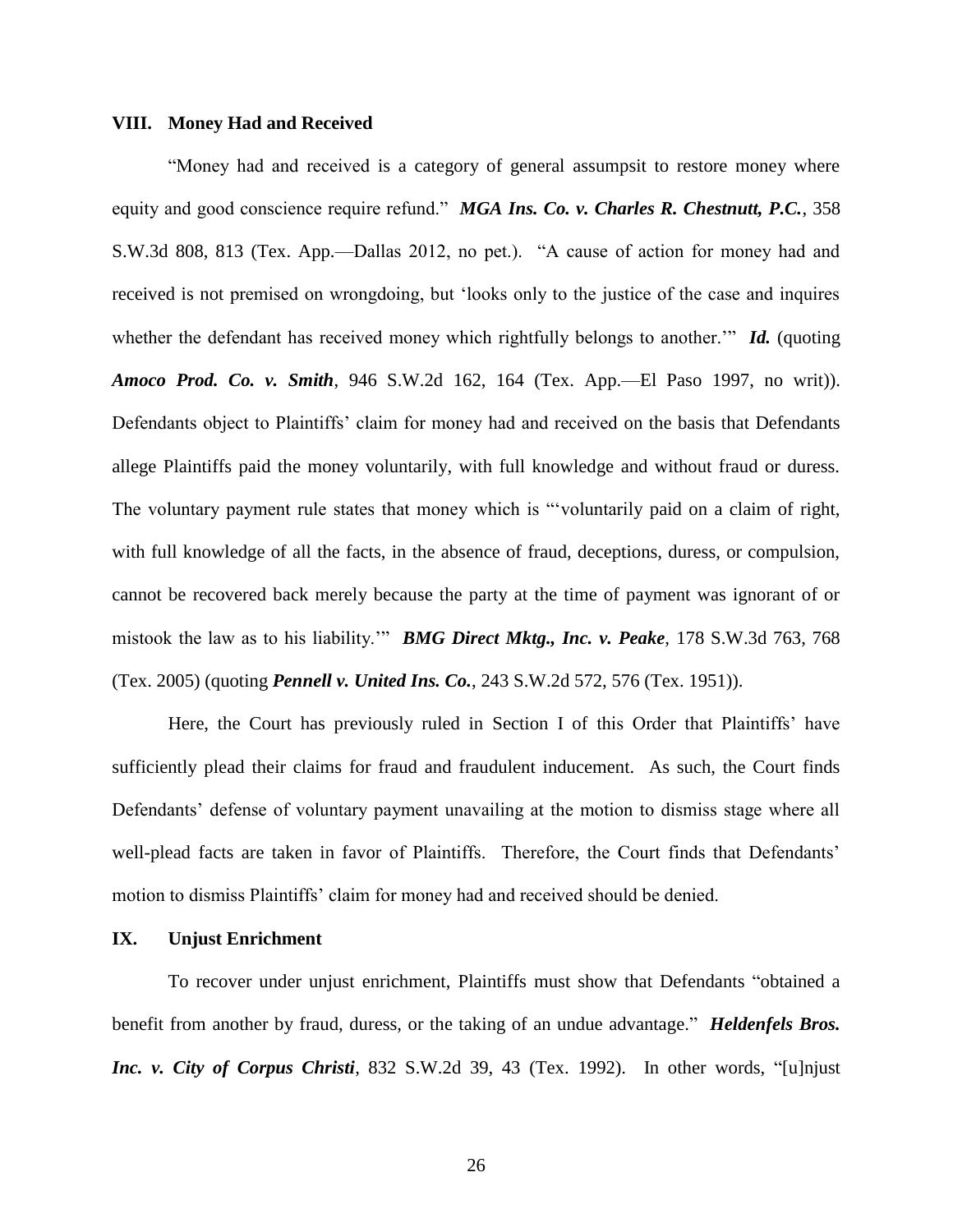## VIII. Money Had and Received

"Money had and received is a category of general assumpsit to restore money where equity and good conscience require refund." ***MGA Ins. Co. v. Charles R. Chestnutt, P.C.***, 358 S.W.3d 808, 813 (Tex. App.—Dallas 2012, no pet.). "A cause of action for money had and received is not premised on wrongdoing, but 'looks only to the justice of the case and inquires whether the defendant has received money which rightfully belongs to another.'" ***Id.*** (quoting ***Amoco Prod. Co. v. Smith***, 946 S.W.2d 162, 164 (Tex. App.—El Paso 1997, no writ)). Defendants object to Plaintiffs' claim for money had and received on the basis that Defendants allege Plaintiffs paid the money voluntarily, with full knowledge and without fraud or duress. The voluntary payment rule states that money which is "'voluntarily paid on a claim of right, with full knowledge of all the facts, in the absence of fraud, deceptions, duress, or compulsion, cannot be recovered back merely because the party at the time of payment was ignorant of or mistook the law as to his liability.'" ***BMG Direct Mktg., Inc. v. Peake***, 178 S.W.3d 763, 768 (Tex. 2005) (quoting ***Pennell v. United Ins. Co.***, 243 S.W.2d 572, 576 (Tex. 1951)).

Here, the Court has previously ruled in Section I of this Order that Plaintiffs' have sufficiently plead their claims for fraud and fraudulent inducement. As such, the Court finds Defendants' defense of voluntary payment unavailing at the motion to dismiss stage where all well-plead facts are taken in favor of Plaintiffs. Therefore, the Court finds that Defendants' motion to dismiss Plaintiffs' claim for money had and received should be denied.

## IX. Unjust Enrichment

To recover under unjust enrichment, Plaintiffs must show that Defendants "obtained a benefit from another by fraud, duress, or the taking of an undue advantage." ***Heldenfels Bros. Inc. v. City of Corpus Christi***, 832 S.W.2d 39, 43 (Tex. 1992). In other words, "[u]njust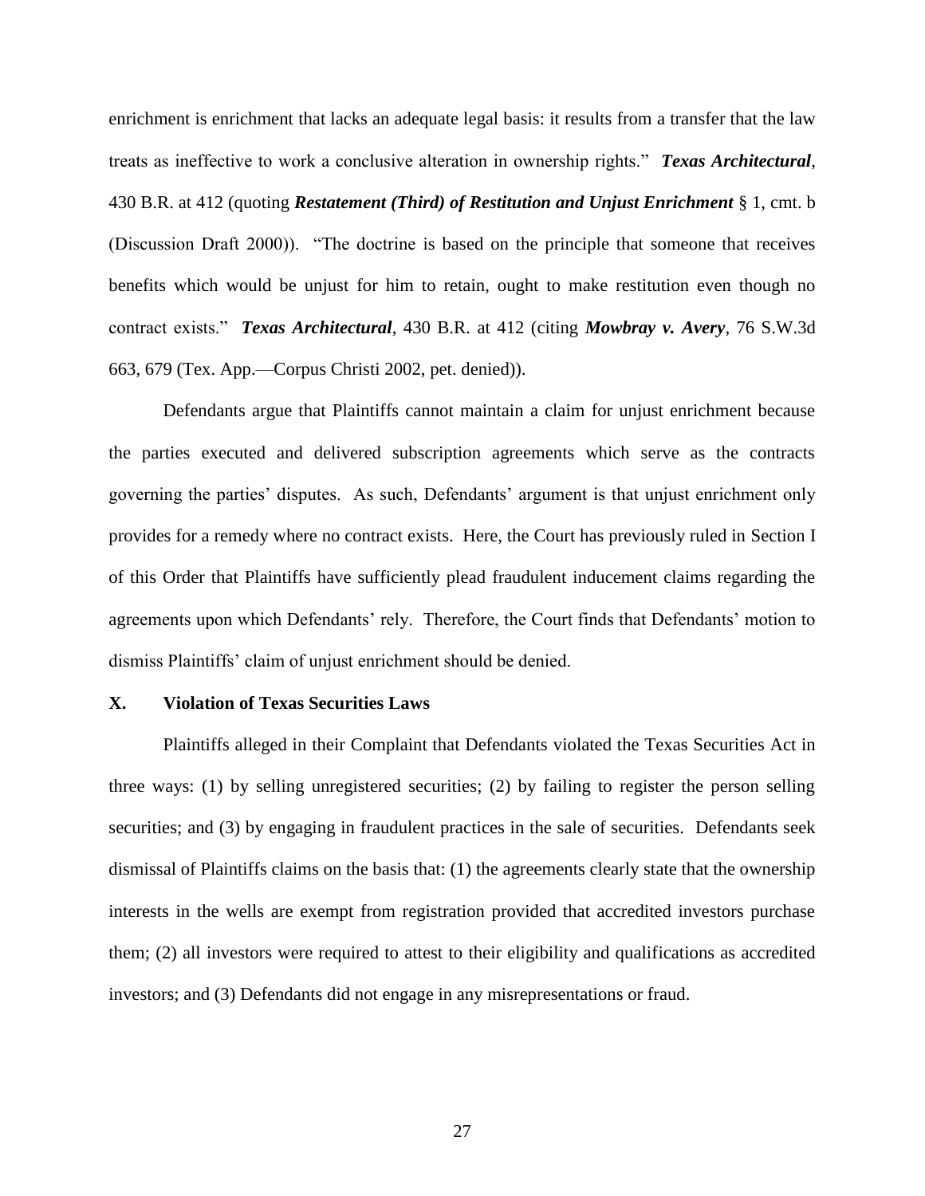enrichment is enrichment that lacks an adequate legal basis: it results from a transfer that the law treats as ineffective to work a conclusive alteration in ownership rights." ***Texas Architectural***, 430 B.R. at 412 (quoting ***Restatement (Third) of Restitution and Unjust Enrichment*** § 1, cmt. b (Discussion Draft 2000)). "The doctrine is based on the principle that someone that receives benefits which would be unjust for him to retain, ought to make restitution even though no contract exists." ***Texas Architectural***, 430 B.R. at 412 (citing ***Mowbray v. Avery***, 76 S.W.3d 663, 679 (Tex. App.—Corpus Christi 2002, pet. denied)).

Defendants argue that Plaintiffs cannot maintain a claim for unjust enrichment because the parties executed and delivered subscription agreements which serve as the contracts governing the parties' disputes. As such, Defendants' argument is that unjust enrichment only provides for a remedy where no contract exists. Here, the Court has previously ruled in Section I of this Order that Plaintiffs have sufficiently plead fraudulent inducement claims regarding the agreements upon which Defendants' rely. Therefore, the Court finds that Defendants' motion to dismiss Plaintiffs' claim of unjust enrichment should be denied.

## X. Violation of Texas Securities Laws

Plaintiffs alleged in their Complaint that Defendants violated the Texas Securities Act in three ways: (1) by selling unregistered securities; (2) by failing to register the person selling securities; and (3) by engaging in fraudulent practices in the sale of securities. Defendants seek dismissal of Plaintiffs claims on the basis that: (1) the agreements clearly state that the ownership interests in the wells are exempt from registration provided that accredited investors purchase them; (2) all investors were required to attest to their eligibility and qualifications as accredited investors; and (3) Defendants did not engage in any misrepresentations or fraud.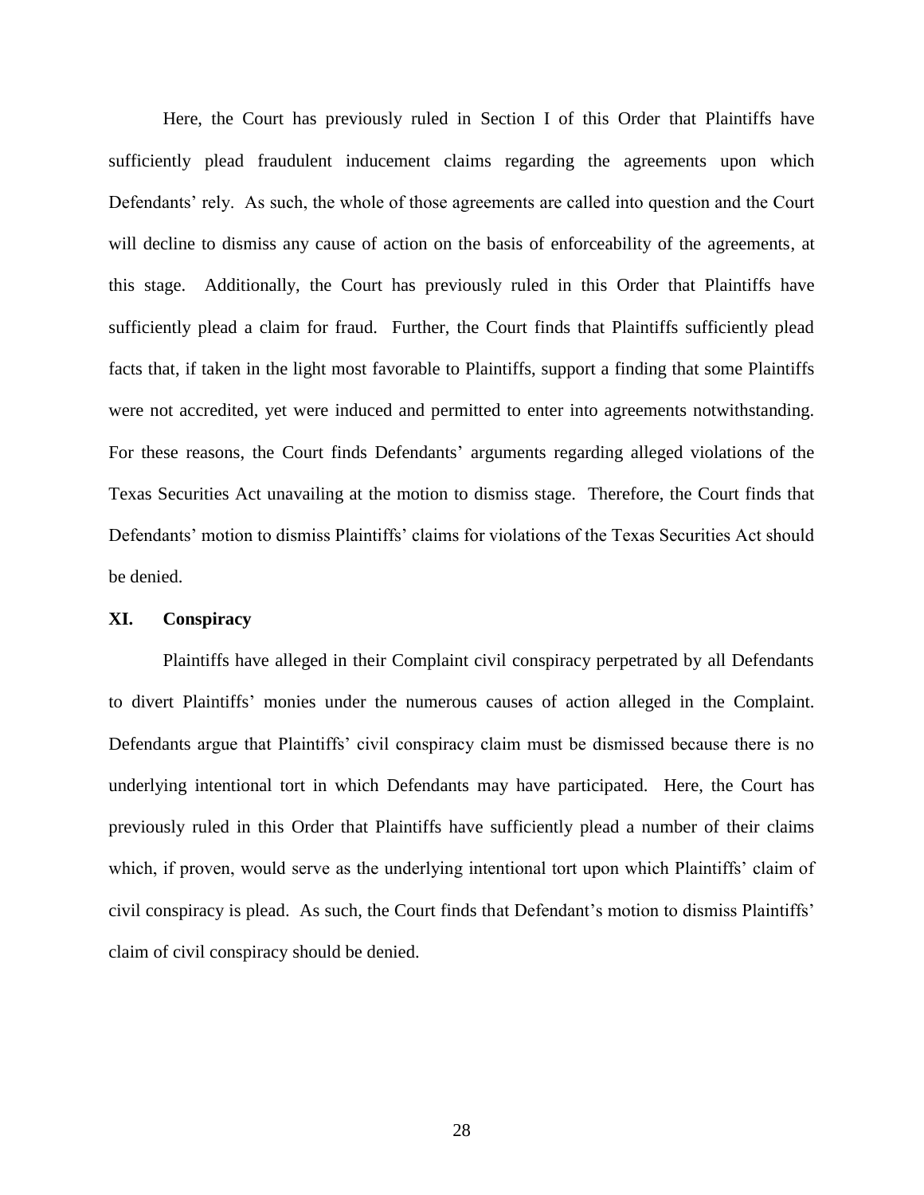Here, the Court has previously ruled in Section I of this Order that Plaintiffs have sufficiently plead fraudulent inducement claims regarding the agreements upon which Defendants' rely. As such, the whole of those agreements are called into question and the Court will decline to dismiss any cause of action on the basis of enforceability of the agreements, at this stage. Additionally, the Court has previously ruled in this Order that Plaintiffs have sufficiently plead a claim for fraud. Further, the Court finds that Plaintiffs sufficiently plead facts that, if taken in the light most favorable to Plaintiffs, support a finding that some Plaintiffs were not accredited, yet were induced and permitted to enter into agreements notwithstanding. For these reasons, the Court finds Defendants' arguments regarding alleged violations of the Texas Securities Act unavailing at the motion to dismiss stage. Therefore, the Court finds that Defendants' motion to dismiss Plaintiffs' claims for violations of the Texas Securities Act should be denied.

## XI. Conspiracy

Plaintiffs have alleged in their Complaint civil conspiracy perpetrated by all Defendants to divert Plaintiffs' monies under the numerous causes of action alleged in the Complaint. Defendants argue that Plaintiffs' civil conspiracy claim must be dismissed because there is no underlying intentional tort in which Defendants may have participated. Here, the Court has previously ruled in this Order that Plaintiffs have sufficiently plead a number of their claims which, if proven, would serve as the underlying intentional tort upon which Plaintiffs' claim of civil conspiracy is plead. As such, the Court finds that Defendant's motion to dismiss Plaintiffs' claim of civil conspiracy should be denied.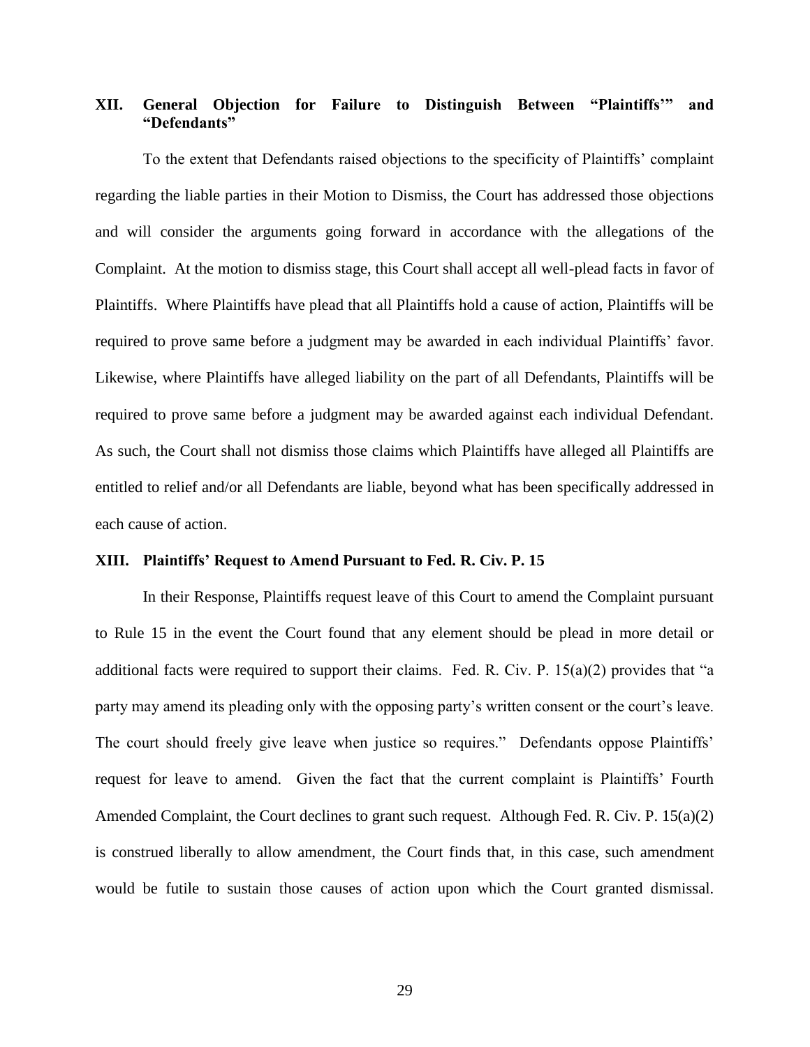## XII. General Objection for Failure to Distinguish Between "Plaintiffs'" and "Defendants"

To the extent that Defendants raised objections to the specificity of Plaintiffs' complaint regarding the liable parties in their Motion to Dismiss, the Court has addressed those objections and will consider the arguments going forward in accordance with the allegations of the Complaint. At the motion to dismiss stage, this Court shall accept all well-plead facts in favor of Plaintiffs. Where Plaintiffs have plead that all Plaintiffs hold a cause of action, Plaintiffs will be required to prove same before a judgment may be awarded in each individual Plaintiffs' favor. Likewise, where Plaintiffs have alleged liability on the part of all Defendants, Plaintiffs will be required to prove same before a judgment may be awarded against each individual Defendant. As such, the Court shall not dismiss those claims which Plaintiffs have alleged all Plaintiffs are entitled to relief and/or all Defendants are liable, beyond what has been specifically addressed in each cause of action.

## XIII. Plaintiffs' Request to Amend Pursuant to Fed. R. Civ. P. 15

In their Response, Plaintiffs request leave of this Court to amend the Complaint pursuant to Rule 15 in the event the Court found that any element should be plead in more detail or additional facts were required to support their claims. Fed. R. Civ. P. 15(a)(2) provides that "a party may amend its pleading only with the opposing party's written consent or the court's leave. The court should freely give leave when justice so requires." Defendants oppose Plaintiffs' request for leave to amend. Given the fact that the current complaint is Plaintiffs' Fourth Amended Complaint, the Court declines to grant such request. Although Fed. R. Civ. P. 15(a)(2) is construed liberally to allow amendment, the Court finds that, in this case, such amendment would be futile to sustain those causes of action upon which the Court granted dismissal.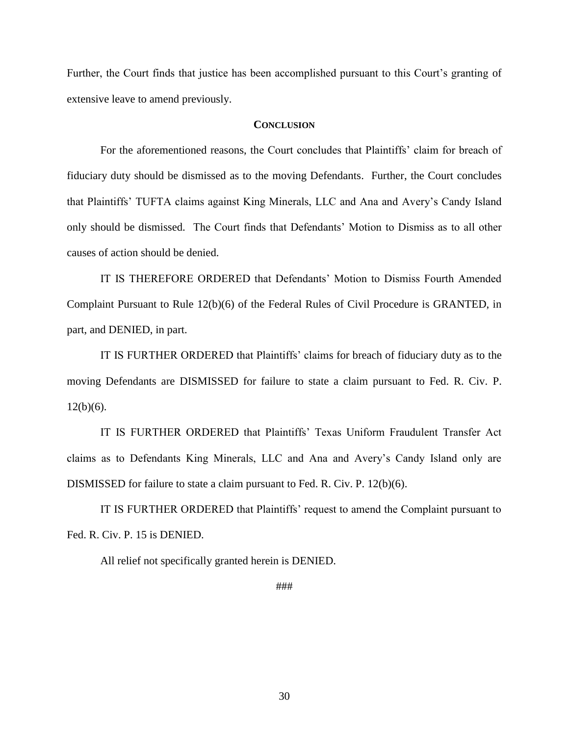Further, the Court finds that justice has been accomplished pursuant to this Court's granting of extensive leave to amend previously.

## CONCLUSION

For the aforementioned reasons, the Court concludes that Plaintiffs' claim for breach of fiduciary duty should be dismissed as to the moving Defendants. Further, the Court concludes that Plaintiffs' TUFTA claims against King Minerals, LLC and Ana and Avery's Candy Island only should be dismissed. The Court finds that Defendants' Motion to Dismiss as to all other causes of action should be denied.

IT IS THEREFORE ORDERED that Defendants' Motion to Dismiss Fourth Amended Complaint Pursuant to Rule 12(b)(6) of the Federal Rules of Civil Procedure is GRANTED, in part, and DENIED, in part.

IT IS FURTHER ORDERED that Plaintiffs' claims for breach of fiduciary duty as to the moving Defendants are DISMISSED for failure to state a claim pursuant to Fed. R. Civ. P. 12(b)(6).

IT IS FURTHER ORDERED that Plaintiffs' Texas Uniform Fraudulent Transfer Act claims as to Defendants King Minerals, LLC and Ana and Avery's Candy Island only are DISMISSED for failure to state a claim pursuant to Fed. R. Civ. P. 12(b)(6).

IT IS FURTHER ORDERED that Plaintiffs' request to amend the Complaint pursuant to Fed. R. Civ. P. 15 is DENIED.

All relief not specifically granted herein is DENIED.

###